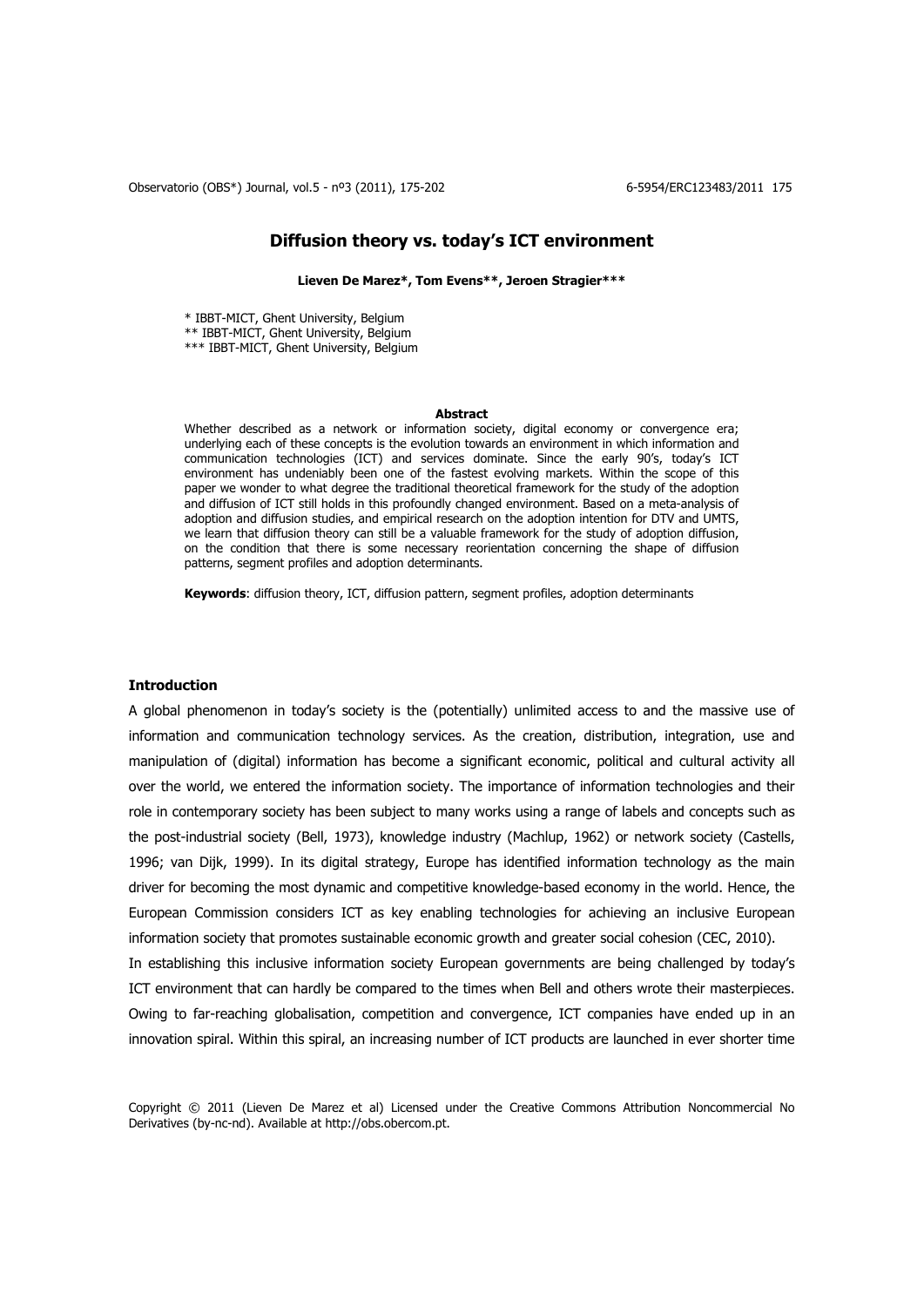# Diffusion theory vs. today's ICT environment

**Lieven De Marez\*, Tom Evens\*\*, Jeroen Stragier\*\*\***

\* IBBT-MICT, Ghent University, Belgium
\*\* IBBT-MICT, Ghent University, Belgium
\*\*\* IBBT-MICT, Ghent University, Belgium

**Abstract**

Whether described as a network or information society, digital economy or convergence era; underlying each of these concepts is the evolution towards an environment in which information and communication technologies (ICT) and services dominate. Since the early 90's, today's ICT environment has undeniably been one of the fastest evolving markets. Within the scope of this paper we wonder to what degree the traditional theoretical framework for the study of the adoption and diffusion of ICT still holds in this profoundly changed environment. Based on a meta-analysis of adoption and diffusion studies, and empirical research on the adoption intention for DTV and UMTS, we learn that diffusion theory can still be a valuable framework for the study of adoption diffusion, on the condition that there is some necessary reorientation concerning the shape of diffusion patterns, segment profiles and adoption determinants.

**Keywords**: diffusion theory, ICT, diffusion pattern, segment profiles, adoption determinants

## Introduction

A global phenomenon in today's society is the (potentially) unlimited access to and the massive use of information and communication technology services. As the creation, distribution, integration, use and manipulation of (digital) information has become a significant economic, political and cultural activity all over the world, we entered the information society. The importance of information technologies and their role in contemporary society has been subject to many works using a range of labels and concepts such as the post-industrial society (Bell, 1973), knowledge industry (Machlup, 1962) or network society (Castells, 1996; van Dijk, 1999). In its digital strategy, Europe has identified information technology as the main driver for becoming the most dynamic and competitive knowledge-based economy in the world. Hence, the European Commission considers ICT as key enabling technologies for achieving an inclusive European information society that promotes sustainable economic growth and greater social cohesion (CEC, 2010).

In establishing this inclusive information society European governments are being challenged by today's ICT environment that can hardly be compared to the times when Bell and others wrote their masterpieces. Owing to far-reaching globalisation, competition and convergence, ICT companies have ended up in an innovation spiral. Within this spiral, an increasing number of ICT products are launched in ever shorter time

Copyright © 2011 (Lieven De Marez et al) Licensed under the Creative Commons Attribution Noncommercial No Derivatives (by-nc-nd). Available at http://obs.obercom.pt.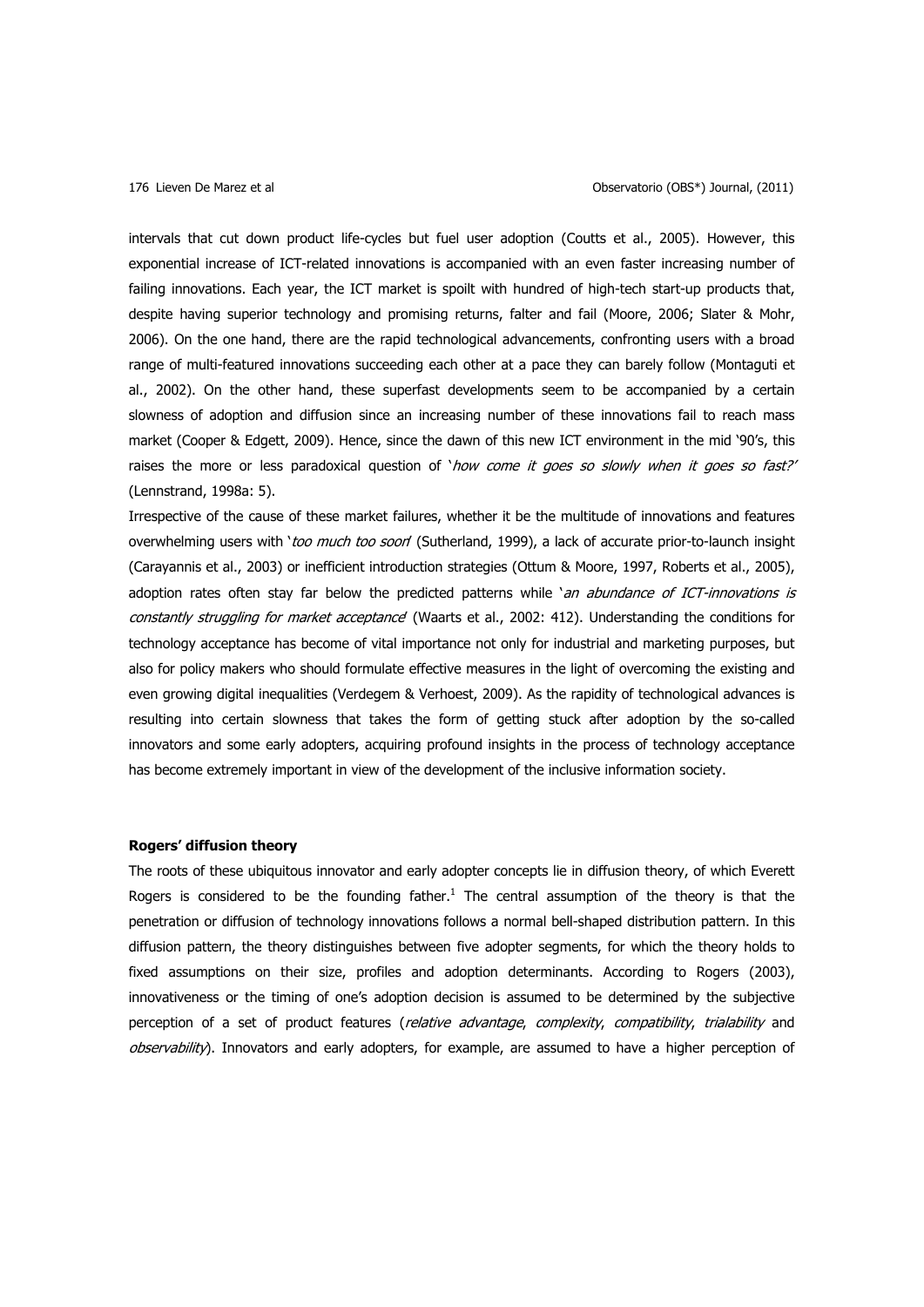intervals that cut down product life-cycles but fuel user adoption (Coutts et al., 2005). However, this exponential increase of ICT-related innovations is accompanied with an even faster increasing number of failing innovations. Each year, the ICT market is spoilt with hundred of high-tech start-up products that, despite having superior technology and promising returns, falter and fail (Moore, 2006; Slater & Mohr, 2006). On the one hand, there are the rapid technological advancements, confronting users with a broad range of multi-featured innovations succeeding each other at a pace they can barely follow (Montaguti et al., 2002). On the other hand, these superfast developments seem to be accompanied by a certain slowness of adoption and diffusion since an increasing number of these innovations fail to reach mass market (Cooper & Edgett, 2009). Hence, since the dawn of this new ICT environment in the mid '90's, this raises the more or less paradoxical question of '*how come it goes so slowly when it goes so fast?*' (Lennstrand, 1998a: 5).

Irrespective of the cause of these market failures, whether it be the multitude of innovations and features overwhelming users with '*too much too soon*' (Sutherland, 1999), a lack of accurate prior-to-launch insight (Carayannis et al., 2003) or inefficient introduction strategies (Ottum & Moore, 1997, Roberts et al., 2005), adoption rates often stay far below the predicted patterns while '*an abundance of ICT-innovations is constantly struggling for market acceptance*' (Waarts et al., 2002: 412). Understanding the conditions for technology acceptance has become of vital importance not only for industrial and marketing purposes, but also for policy makers who should formulate effective measures in the light of overcoming the existing and even growing digital inequalities (Verdegem & Verhoest, 2009). As the rapidity of technological advances is resulting into certain slowness that takes the form of getting stuck after adoption by the so-called innovators and some early adopters, acquiring profound insights in the process of technology acceptance has become extremely important in view of the development of the inclusive information society.

**Rogers' diffusion theory**

The roots of these ubiquitous innovator and early adopter concepts lie in diffusion theory, of which Everett Rogers is considered to be the founding father.[1] The central assumption of the theory is that the penetration or diffusion of technology innovations follows a normal bell-shaped distribution pattern. In this diffusion pattern, the theory distinguishes between five adopter segments, for which the theory holds to fixed assumptions on their size, profiles and adoption determinants. According to Rogers (2003), innovativeness or the timing of one's adoption decision is assumed to be determined by the subjective perception of a set of product features (*relative advantage*, *complexity*, *compatibility*, *trialability* and *observability*). Innovators and early adopters, for example, are assumed to have a higher perception of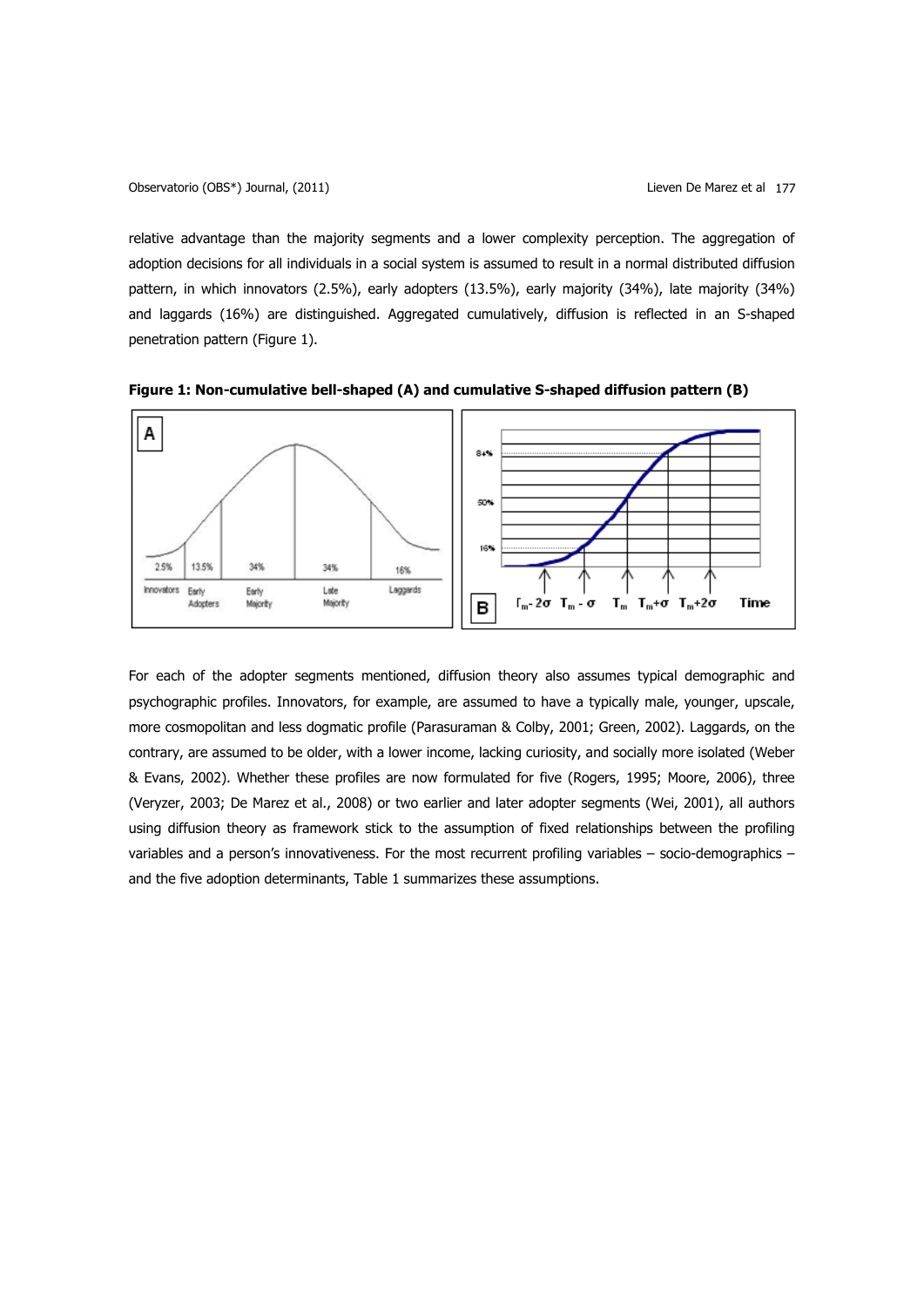relative advantage than the majority segments and a lower complexity perception. The aggregation of adoption decisions for all individuals in a social system is assumed to result in a normal distributed diffusion pattern, in which innovators (2.5%), early adopters (13.5%), early majority (34%), late majority (34%) and laggards (16%) are distinguished. Aggregated cumulatively, diffusion is reflected in an S-shaped penetration pattern (Figure 1).

**Figure 1: Non-cumulative bell-shaped (A) and cumulative S-shaped diffusion pattern (B)**

For each of the adopter segments mentioned, diffusion theory also assumes typical demographic and psychographic profiles. Innovators, for example, are assumed to have a typically male, younger, upscale, more cosmopolitan and less dogmatic profile (Parasuraman & Colby, 2001; Green, 2002). Laggards, on the contrary, are assumed to be older, with a lower income, lacking curiosity, and socially more isolated (Weber & Evans, 2002). Whether these profiles are now formulated for five (Rogers, 1995; Moore, 2006), three (Veryzer, 2003; De Marez et al., 2008) or two earlier and later adopter segments (Wei, 2001), all authors using diffusion theory as framework stick to the assumption of fixed relationships between the profiling variables and a person's innovativeness. For the most recurrent profiling variables – socio-demographics – and the five adoption determinants, Table 1 summarizes these assumptions.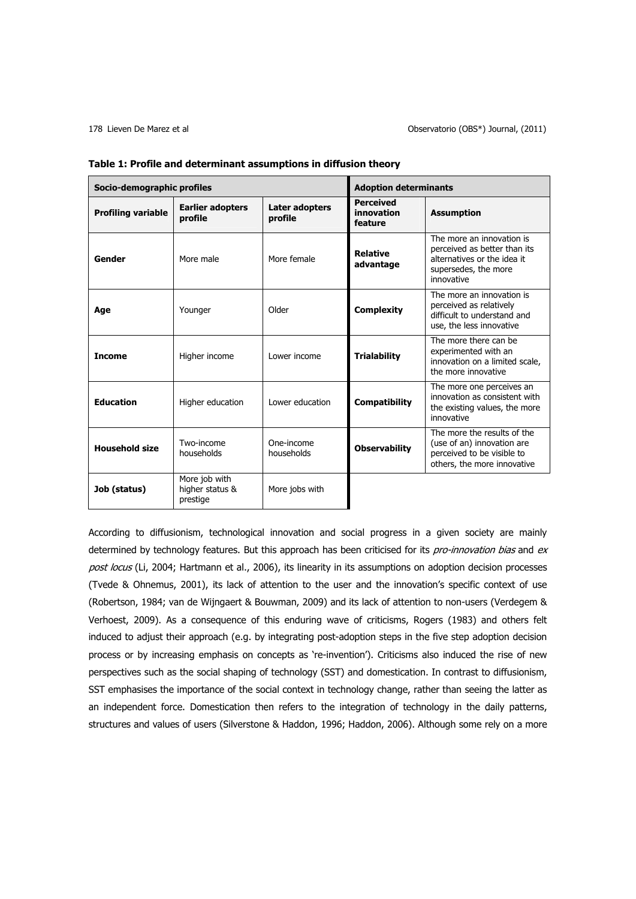**Table 1: Profile and determinant assumptions in diffusion theory**

| Socio-demographic profiles | | | Adoption determinants | |
|---|---|---|---|---|
| **Profiling variable** | **Earlier adopters profile** | **Later adopters profile** | **Perceived innovation feature** | **Assumption** |
| **Gender** | More male | More female | **Relative advantage** | The more an innovation is perceived as better than its alternatives or the idea it supersedes, the more innovative |
| **Age** | Younger | Older | **Complexity** | The more an innovation is perceived as relatively difficult to understand and use, the less innovative |
| **Income** | Higher income | Lower income | **Trialability** | The more there can be experimented with an innovation on a limited scale, the more innovative |
| **Education** | Higher education | Lower education | **Compatibility** | The more one perceives an innovation as consistent with the existing values, the more innovative |
| **Household size** | Two-income households | One-income households | **Observability** | The more the results of the (use of an) innovation are perceived to be visible to others, the more innovative |
| **Job (status)** | More job with higher status & prestige | More jobs with | | |

According to diffusionism, technological innovation and social progress in a given society are mainly determined by technology features. But this approach has been criticised for its *pro-innovation bias* and *ex post locus* (Li, 2004; Hartmann et al., 2006), its linearity in its assumptions on adoption decision processes (Tvede & Ohnemus, 2001), its lack of attention to the user and the innovation's specific context of use (Robertson, 1984; van de Wijngaert & Bouwman, 2009) and its lack of attention to non-users (Verdegem & Verhoest, 2009). As a consequence of this enduring wave of criticisms, Rogers (1983) and others felt induced to adjust their approach (e.g. by integrating post-adoption steps in the five step adoption decision process or by increasing emphasis on concepts as 're-invention'). Criticisms also induced the rise of new perspectives such as the social shaping of technology (SST) and domestication. In contrast to diffusionism, SST emphasises the importance of the social context in technology change, rather than seeing the latter as an independent force. Domestication then refers to the integration of technology in the daily patterns, structures and values of users (Silverstone & Haddon, 1996; Haddon, 2006). Although some rely on a more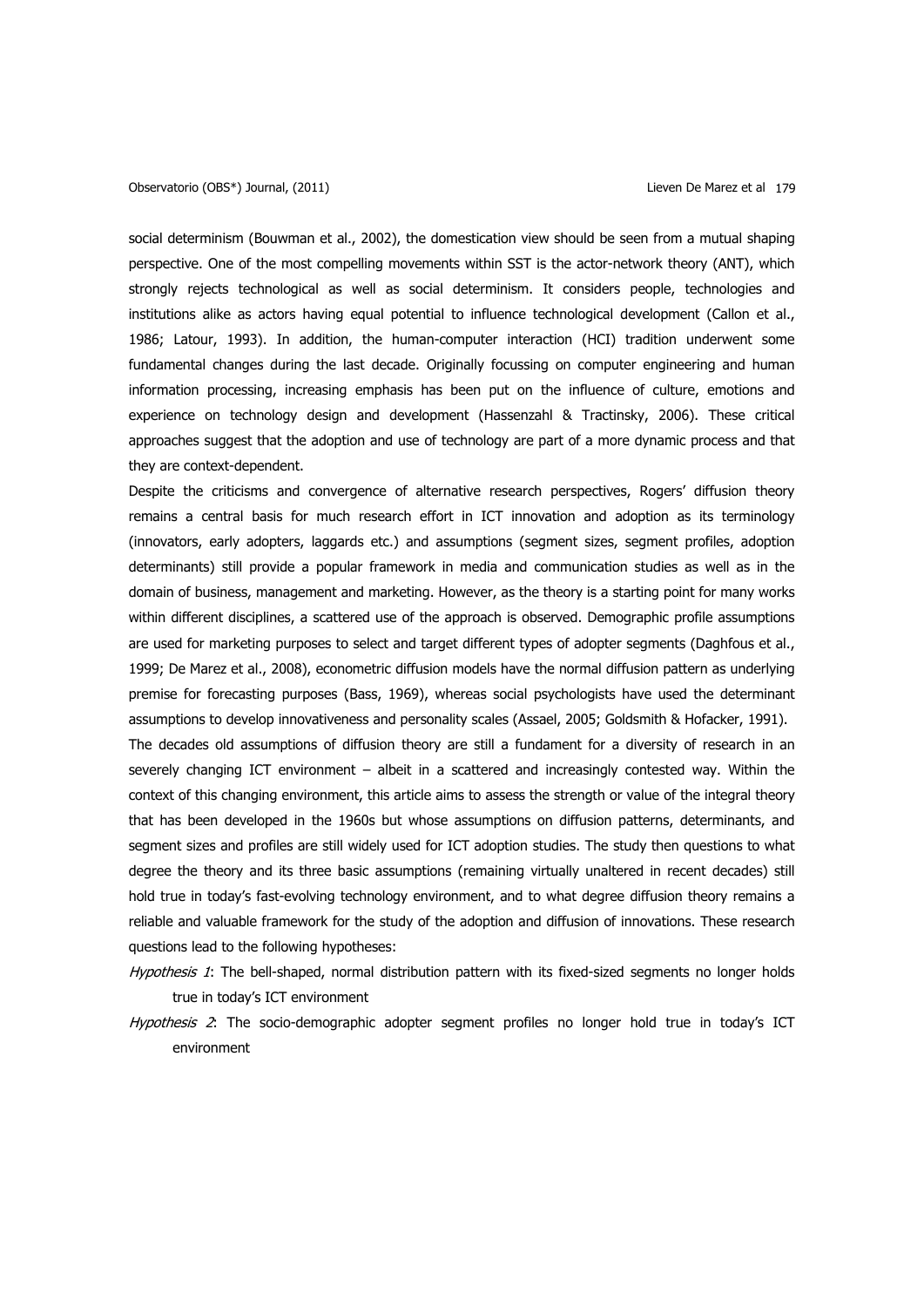social determinism (Bouwman et al., 2002), the domestication view should be seen from a mutual shaping perspective. One of the most compelling movements within SST is the actor-network theory (ANT), which strongly rejects technological as well as social determinism. It considers people, technologies and institutions alike as actors having equal potential to influence technological development (Callon et al., 1986; Latour, 1993). In addition, the human-computer interaction (HCI) tradition underwent some fundamental changes during the last decade. Originally focussing on computer engineering and human information processing, increasing emphasis has been put on the influence of culture, emotions and experience on technology design and development (Hassenzahl & Tractinsky, 2006). These critical approaches suggest that the adoption and use of technology are part of a more dynamic process and that they are context-dependent.

Despite the criticisms and convergence of alternative research perspectives, Rogers' diffusion theory remains a central basis for much research effort in ICT innovation and adoption as its terminology (innovators, early adopters, laggards etc.) and assumptions (segment sizes, segment profiles, adoption determinants) still provide a popular framework in media and communication studies as well as in the domain of business, management and marketing. However, as the theory is a starting point for many works within different disciplines, a scattered use of the approach is observed. Demographic profile assumptions are used for marketing purposes to select and target different types of adopter segments (Daghfous et al., 1999; De Marez et al., 2008), econometric diffusion models have the normal diffusion pattern as underlying premise for forecasting purposes (Bass, 1969), whereas social psychologists have used the determinant assumptions to develop innovativeness and personality scales (Assael, 2005; Goldsmith & Hofacker, 1991).

The decades old assumptions of diffusion theory are still a fundament for a diversity of research in an severely changing ICT environment – albeit in a scattered and increasingly contested way. Within the context of this changing environment, this article aims to assess the strength or value of the integral theory that has been developed in the 1960s but whose assumptions on diffusion patterns, determinants, and segment sizes and profiles are still widely used for ICT adoption studies. The study then questions to what degree the theory and its three basic assumptions (remaining virtually unaltered in recent decades) still hold true in today's fast-evolving technology environment, and to what degree diffusion theory remains a reliable and valuable framework for the study of the adoption and diffusion of innovations. These research questions lead to the following hypotheses:

*Hypothesis 1*: The bell-shaped, normal distribution pattern with its fixed-sized segments no longer holds true in today's ICT environment

*Hypothesis 2*: The socio-demographic adopter segment profiles no longer hold true in today's ICT environment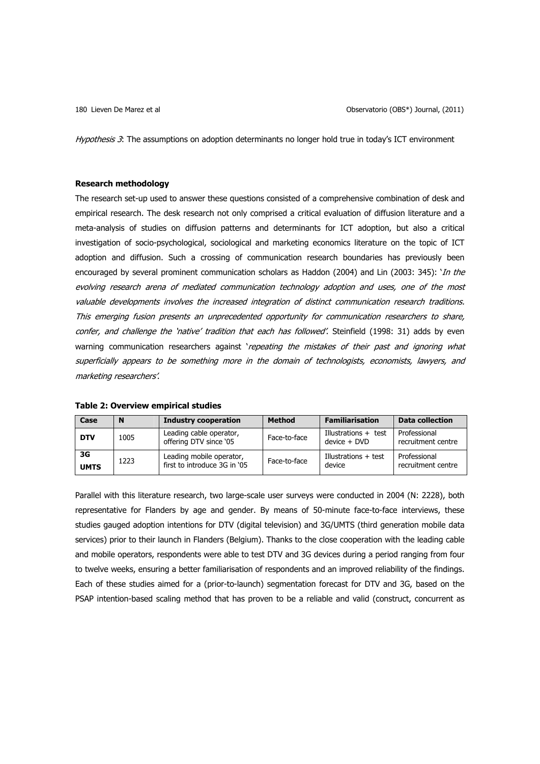*Hypothesis 3*: The assumptions on adoption determinants no longer hold true in today's ICT environment

### Research methodology

The research set-up used to answer these questions consisted of a comprehensive combination of desk and empirical research. The desk research not only comprised a critical evaluation of diffusion literature and a meta-analysis of studies on diffusion patterns and determinants for ICT adoption, but also a critical investigation of socio-psychological, sociological and marketing economics literature on the topic of ICT adoption and diffusion. Such a crossing of communication research boundaries has previously been encouraged by several prominent communication scholars as Haddon (2004) and Lin (2003: 345): '*In the evolving research arena of mediated communication technology adoption and uses, one of the most valuable developments involves the increased integration of distinct communication research traditions. This emerging fusion presents an unprecedented opportunity for communication researchers to share, confer, and challenge the 'native' tradition that each has followed*'. Steinfield (1998: 31) adds by even warning communication researchers against '*repeating the mistakes of their past and ignoring what superficially appears to be something more in the domain of technologists, economists, lawyers, and marketing researchers*'.

**Table 2: Overview empirical studies**

| Case | N | Industry cooperation | Method | Familiarisation | Data collection |
|---|---|---|---|---|---|
| **DTV** | 1005 | Leading cable operator, offering DTV since '05 | Face-to-face | Illustrations + test device + DVD | Professional recruitment centre |
| **3G UMTS** | 1223 | Leading mobile operator, first to introduce 3G in '05 | Face-to-face | Illustrations + test device | Professional recruitment centre |

Parallel with this literature research, two large-scale user surveys were conducted in 2004 (N: 2228), both representative for Flanders by age and gender. By means of 50-minute face-to-face interviews, these studies gauged adoption intentions for DTV (digital television) and 3G/UMTS (third generation mobile data services) prior to their launch in Flanders (Belgium). Thanks to the close cooperation with the leading cable and mobile operators, respondents were able to test DTV and 3G devices during a period ranging from four to twelve weeks, ensuring a better familiarisation of respondents and an improved reliability of the findings. Each of these studies aimed for a (prior-to-launch) segmentation forecast for DTV and 3G, based on the PSAP intention-based scaling method that has proven to be a reliable and valid (construct, concurrent as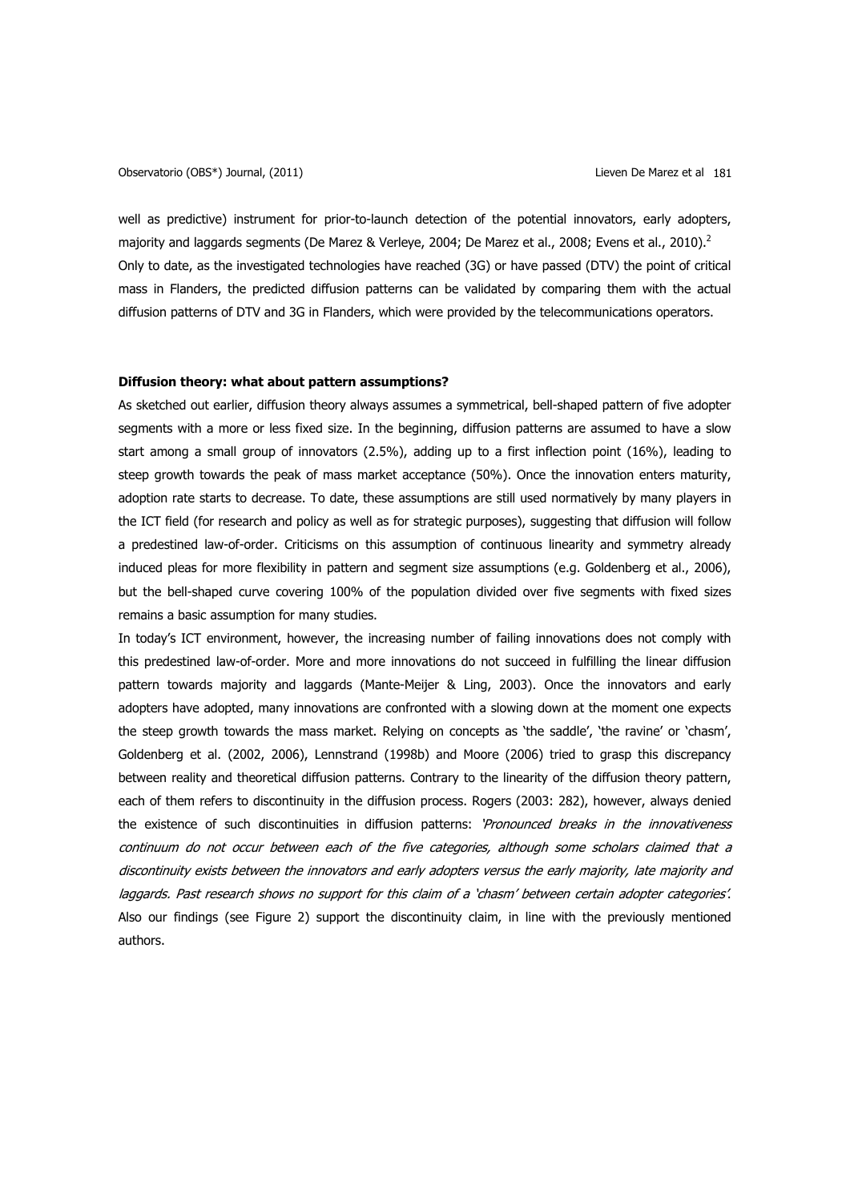well as predictive) instrument for prior-to-launch detection of the potential innovators, early adopters, majority and laggards segments (De Marez & Verleye, 2004; De Marez et al., 2008; Evens et al., 2010).[2]
Only to date, as the investigated technologies have reached (3G) or have passed (DTV) the point of critical mass in Flanders, the predicted diffusion patterns can be validated by comparing them with the actual diffusion patterns of DTV and 3G in Flanders, which were provided by the telecommunications operators.

**Diffusion theory: what about pattern assumptions?**

As sketched out earlier, diffusion theory always assumes a symmetrical, bell-shaped pattern of five adopter segments with a more or less fixed size. In the beginning, diffusion patterns are assumed to have a slow start among a small group of innovators (2.5%), adding up to a first inflection point (16%), leading to steep growth towards the peak of mass market acceptance (50%). Once the innovation enters maturity, adoption rate starts to decrease. To date, these assumptions are still used normatively by many players in the ICT field (for research and policy as well as for strategic purposes), suggesting that diffusion will follow a predestined law-of-order. Criticisms on this assumption of continuous linearity and symmetry already induced pleas for more flexibility in pattern and segment size assumptions (e.g. Goldenberg et al., 2006), but the bell-shaped curve covering 100% of the population divided over five segments with fixed sizes remains a basic assumption for many studies.

In today's ICT environment, however, the increasing number of failing innovations does not comply with this predestined law-of-order. More and more innovations do not succeed in fulfilling the linear diffusion pattern towards majority and laggards (Mante-Meijer & Ling, 2003). Once the innovators and early adopters have adopted, many innovations are confronted with a slowing down at the moment one expects the steep growth towards the mass market. Relying on concepts as 'the saddle', 'the ravine' or 'chasm', Goldenberg et al. (2002, 2006), Lennstrand (1998b) and Moore (2006) tried to grasp this discrepancy between reality and theoretical diffusion patterns. Contrary to the linearity of the diffusion theory pattern, each of them refers to discontinuity in the diffusion process. Rogers (2003: 282), however, always denied the existence of such discontinuities in diffusion patterns: *'Pronounced breaks in the innovativeness continuum do not occur between each of the five categories, although some scholars claimed that a discontinuity exists between the innovators and early adopters versus the early majority, late majority and laggards. Past research shows no support for this claim of a 'chasm' between certain adopter categories'.* Also our findings (see Figure 2) support the discontinuity claim, in line with the previously mentioned authors.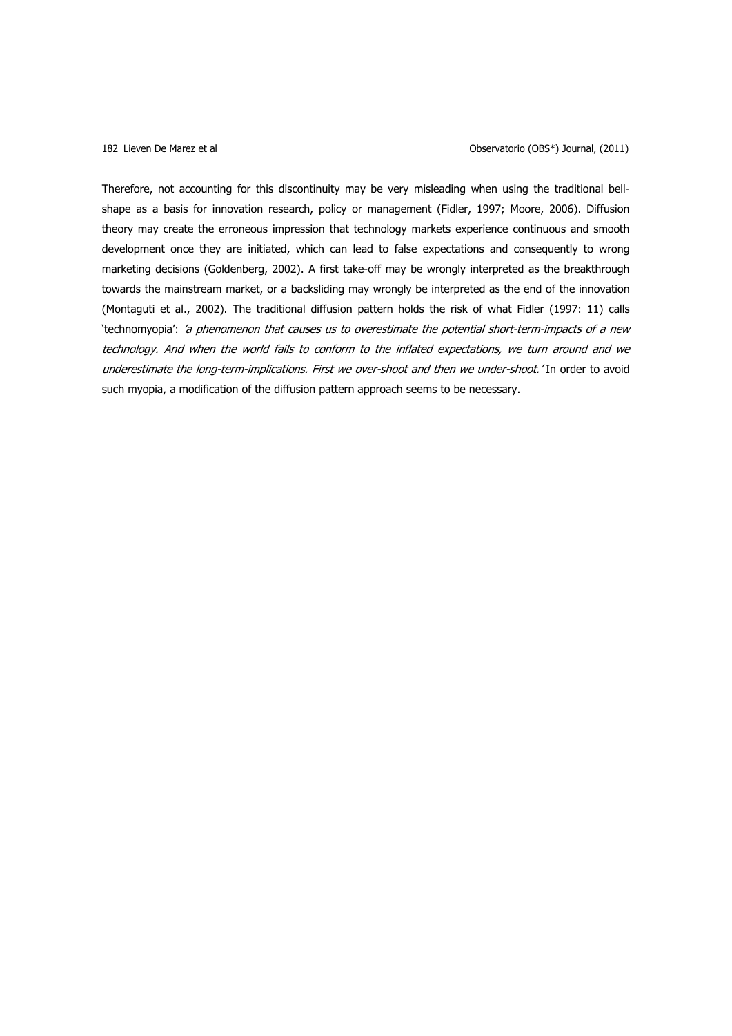Therefore, not accounting for this discontinuity may be very misleading when using the traditional bell-shape as a basis for innovation research, policy or management (Fidler, 1997; Moore, 2006). Diffusion theory may create the erroneous impression that technology markets experience continuous and smooth development once they are initiated, which can lead to false expectations and consequently to wrong marketing decisions (Goldenberg, 2002). A first take-off may be wrongly interpreted as the breakthrough towards the mainstream market, or a backsliding may wrongly be interpreted as the end of the innovation (Montaguti et al., 2002). The traditional diffusion pattern holds the risk of what Fidler (1997: 11) calls 'technomyopia': *'a phenomenon that causes us to overestimate the potential short-term-impacts of a new technology. And when the world fails to conform to the inflated expectations, we turn around and we underestimate the long-term-implications. First we over-shoot and then we under-shoot.'* In order to avoid such myopia, a modification of the diffusion pattern approach seems to be necessary.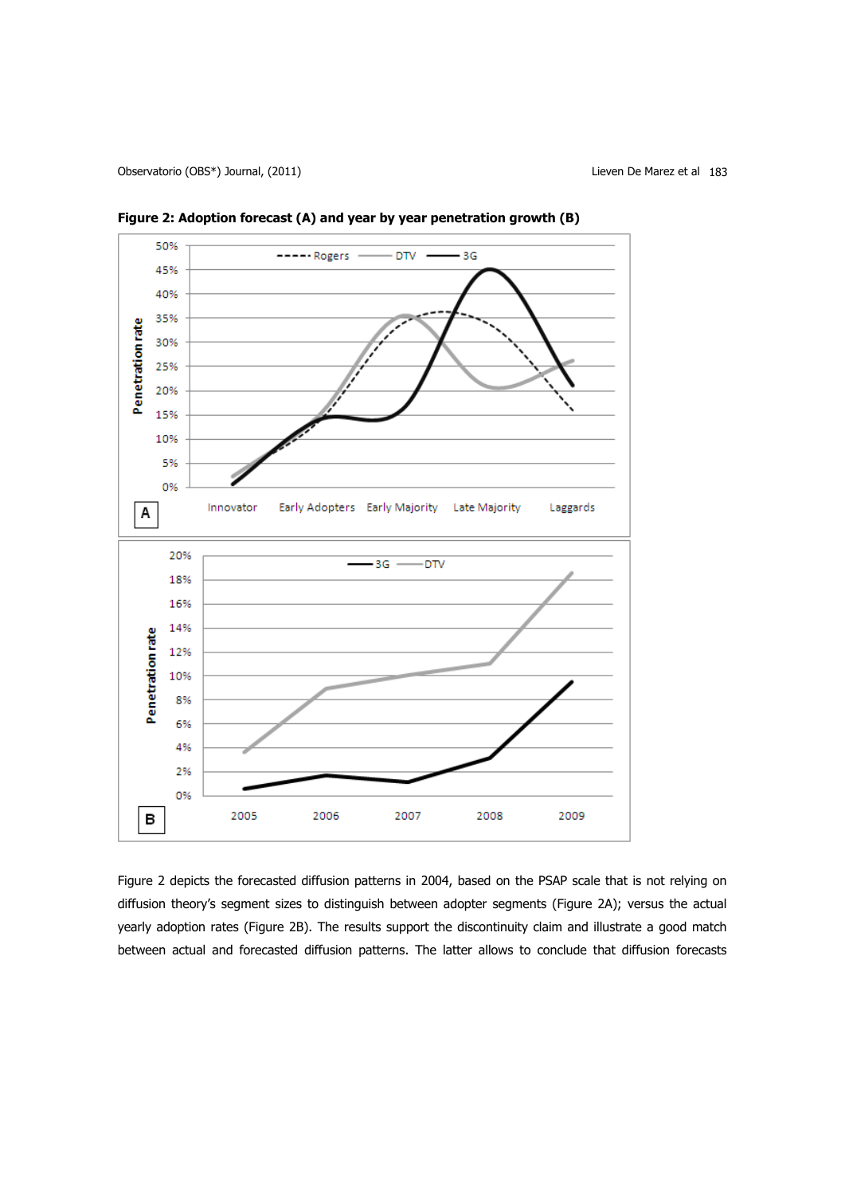**Figure 2: Adoption forecast (A) and year by year penetration growth (B)**

Figure 2 depicts the forecasted diffusion patterns in 2004, based on the PSAP scale that is not relying on diffusion theory's segment sizes to distinguish between adopter segments (Figure 2A); versus the actual yearly adoption rates (Figure 2B). The results support the discontinuity claim and illustrate a good match between actual and forecasted diffusion patterns. The latter allows to conclude that diffusion forecasts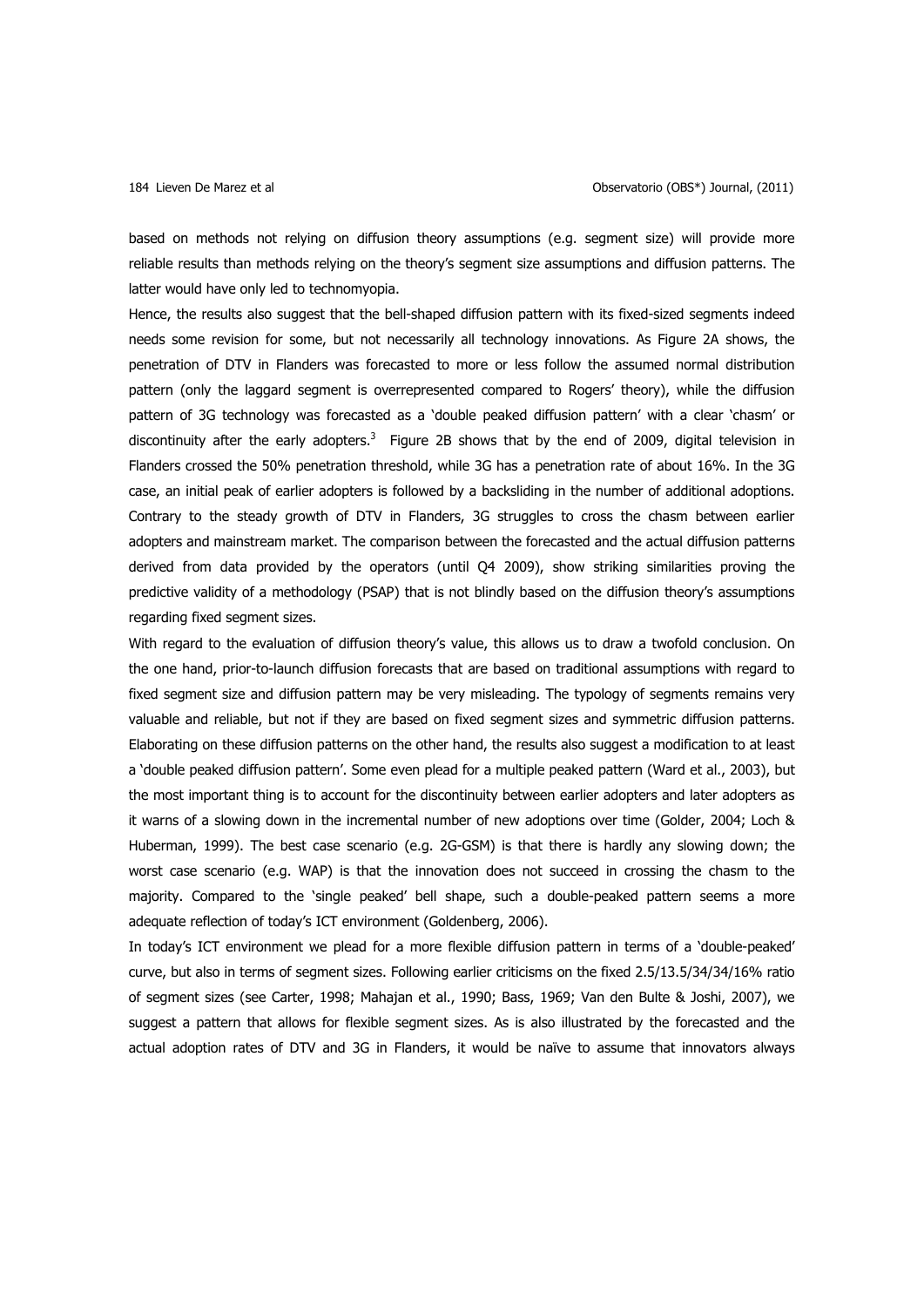based on methods not relying on diffusion theory assumptions (e.g. segment size) will provide more reliable results than methods relying on the theory's segment size assumptions and diffusion patterns. The latter would have only led to technomyopia.

Hence, the results also suggest that the bell-shaped diffusion pattern with its fixed-sized segments indeed needs some revision for some, but not necessarily all technology innovations. As Figure 2A shows, the penetration of DTV in Flanders was forecasted to more or less follow the assumed normal distribution pattern (only the laggard segment is overrepresented compared to Rogers' theory), while the diffusion pattern of 3G technology was forecasted as a 'double peaked diffusion pattern' with a clear 'chasm' or discontinuity after the early adopters.[3] Figure 2B shows that by the end of 2009, digital television in Flanders crossed the 50% penetration threshold, while 3G has a penetration rate of about 16%. In the 3G case, an initial peak of earlier adopters is followed by a backsliding in the number of additional adoptions. Contrary to the steady growth of DTV in Flanders, 3G struggles to cross the chasm between earlier adopters and mainstream market. The comparison between the forecasted and the actual diffusion patterns derived from data provided by the operators (until Q4 2009), show striking similarities proving the predictive validity of a methodology (PSAP) that is not blindly based on the diffusion theory's assumptions regarding fixed segment sizes.

With regard to the evaluation of diffusion theory's value, this allows us to draw a twofold conclusion. On the one hand, prior-to-launch diffusion forecasts that are based on traditional assumptions with regard to fixed segment size and diffusion pattern may be very misleading. The typology of segments remains very valuable and reliable, but not if they are based on fixed segment sizes and symmetric diffusion patterns. Elaborating on these diffusion patterns on the other hand, the results also suggest a modification to at least a 'double peaked diffusion pattern'. Some even plead for a multiple peaked pattern (Ward et al., 2003), but the most important thing is to account for the discontinuity between earlier adopters and later adopters as it warns of a slowing down in the incremental number of new adoptions over time (Golder, 2004; Loch & Huberman, 1999). The best case scenario (e.g. 2G-GSM) is that there is hardly any slowing down; the worst case scenario (e.g. WAP) is that the innovation does not succeed in crossing the chasm to the majority. Compared to the 'single peaked' bell shape, such a double-peaked pattern seems a more adequate reflection of today's ICT environment (Goldenberg, 2006).

In today's ICT environment we plead for a more flexible diffusion pattern in terms of a 'double-peaked' curve, but also in terms of segment sizes. Following earlier criticisms on the fixed 2.5/13.5/34/34/16% ratio of segment sizes (see Carter, 1998; Mahajan et al., 1990; Bass, 1969; Van den Bulte & Joshi, 2007), we suggest a pattern that allows for flexible segment sizes. As is also illustrated by the forecasted and the actual adoption rates of DTV and 3G in Flanders, it would be naïve to assume that innovators always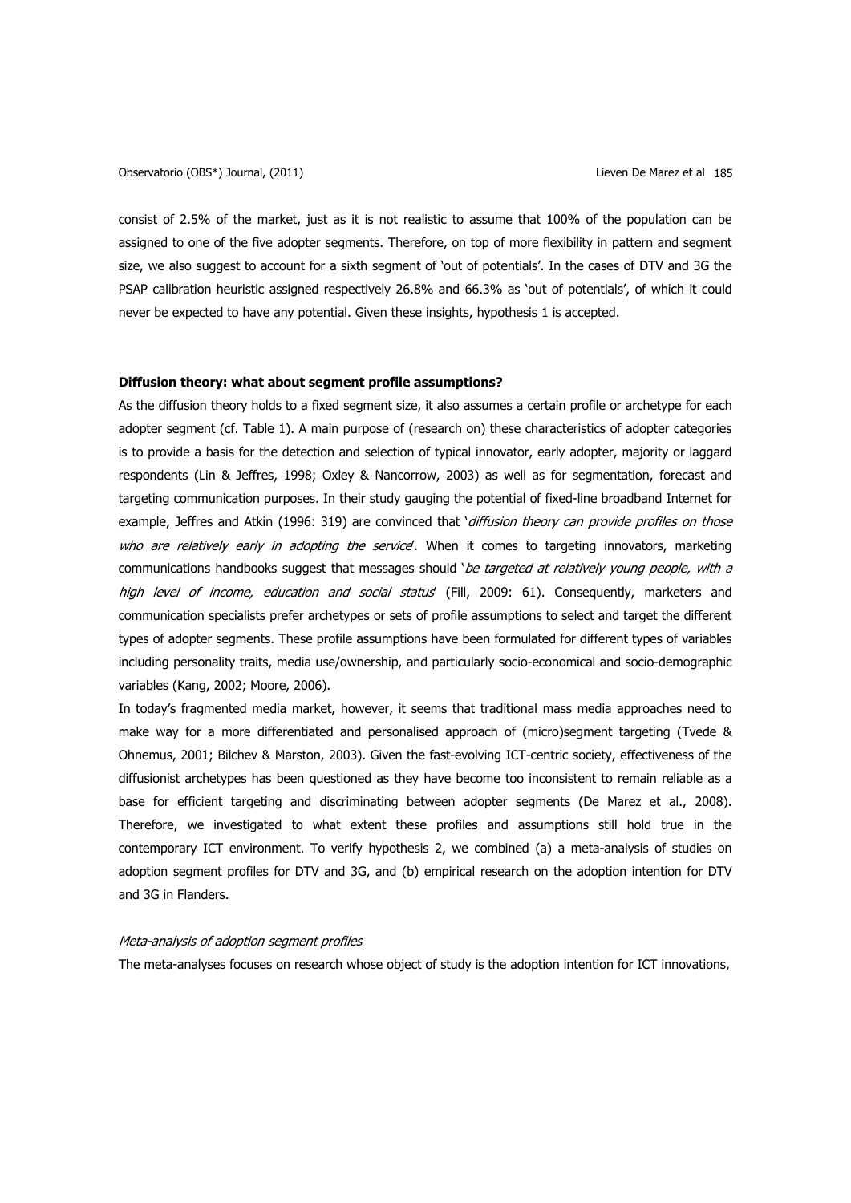consist of 2.5% of the market, just as it is not realistic to assume that 100% of the population can be assigned to one of the five adopter segments. Therefore, on top of more flexibility in pattern and segment size, we also suggest to account for a sixth segment of 'out of potentials'. In the cases of DTV and 3G the PSAP calibration heuristic assigned respectively 26.8% and 66.3% as 'out of potentials', of which it could never be expected to have any potential. Given these insights, hypothesis 1 is accepted.

**Diffusion theory: what about segment profile assumptions?**

As the diffusion theory holds to a fixed segment size, it also assumes a certain profile or archetype for each adopter segment (cf. Table 1). A main purpose of (research on) these characteristics of adopter categories is to provide a basis for the detection and selection of typical innovator, early adopter, majority or laggard respondents (Lin & Jeffres, 1998; Oxley & Nancorrow, 2003) as well as for segmentation, forecast and targeting communication purposes. In their study gauging the potential of fixed-line broadband Internet for example, Jeffres and Atkin (1996: 319) are convinced that '*diffusion theory can provide profiles on those who are relatively early in adopting the service*'. When it comes to targeting innovators, marketing communications handbooks suggest that messages should '*be targeted at relatively young people, with a high level of income, education and social status*' (Fill, 2009: 61). Consequently, marketers and communication specialists prefer archetypes or sets of profile assumptions to select and target the different types of adopter segments. These profile assumptions have been formulated for different types of variables including personality traits, media use/ownership, and particularly socio-economical and socio-demographic variables (Kang, 2002; Moore, 2006).

In today's fragmented media market, however, it seems that traditional mass media approaches need to make way for a more differentiated and personalised approach of (micro)segment targeting (Tvede & Ohnemus, 2001; Bilchev & Marston, 2003). Given the fast-evolving ICT-centric society, effectiveness of the diffusionist archetypes has been questioned as they have become too inconsistent to remain reliable as a base for efficient targeting and discriminating between adopter segments (De Marez et al., 2008). Therefore, we investigated to what extent these profiles and assumptions still hold true in the contemporary ICT environment. To verify hypothesis 2, we combined (a) a meta-analysis of studies on adoption segment profiles for DTV and 3G, and (b) empirical research on the adoption intention for DTV and 3G in Flanders.

*Meta-analysis of adoption segment profiles*

The meta-analyses focuses on research whose object of study is the adoption intention for ICT innovations,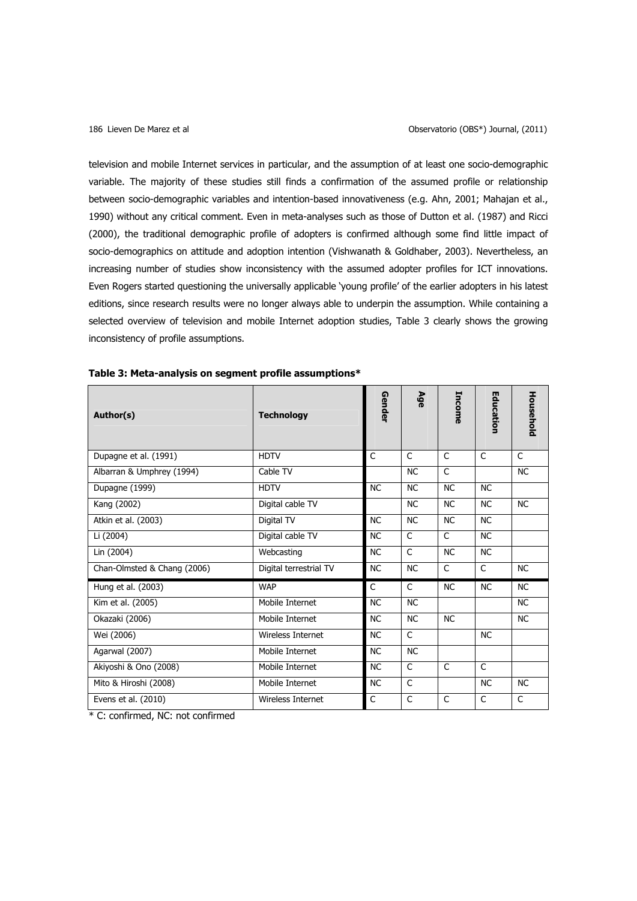television and mobile Internet services in particular, and the assumption of at least one socio-demographic variable. The majority of these studies still finds a confirmation of the assumed profile or relationship between socio-demographic variables and intention-based innovativeness (e.g. Ahn, 2001; Mahajan et al., 1990) without any critical comment. Even in meta-analyses such as those of Dutton et al. (1987) and Ricci (2000), the traditional demographic profile of adopters is confirmed although some find little impact of socio-demographics on attitude and adoption intention (Vishwanath & Goldhaber, 2003). Nevertheless, an increasing number of studies show inconsistency with the assumed adopter profiles for ICT innovations. Even Rogers started questioning the universally applicable 'young profile' of the earlier adopters in his latest editions, since research results were no longer always able to underpin the assumption. While containing a selected overview of television and mobile Internet adoption studies, Table 3 clearly shows the growing inconsistency of profile assumptions.

**Table 3: Meta-analysis on segment profile assumptions***

| Author(s) | Technology | Gender | Age | Income | Education | Household |
|---|---|---|---|---|---|---|
| Dupagne et al. (1991) | HDTV | C | C | C | C | C |
| Albarran & Umphrey (1994) | Cable TV | | NC | C | | NC |
| Dupagne (1999) | HDTV | NC | NC | NC | NC | |
| Kang (2002) | Digital cable TV | | NC | NC | NC | NC |
| Atkin et al. (2003) | Digital TV | NC | NC | NC | NC | |
| Li (2004) | Digital cable TV | NC | C | C | NC | |
| Lin (2004) | Webcasting | NC | C | NC | NC | |
| Chan-Olmsted & Chang (2006) | Digital terrestrial TV | NC | NC | C | C | NC |
| Hung et al. (2003) | WAP | C | C | NC | NC | NC |
| Kim et al. (2005) | Mobile Internet | NC | NC | | | NC |
| Okazaki (2006) | Mobile Internet | NC | NC | NC | | NC |
| Wei (2006) | Wireless Internet | NC | C | | NC | |
| Agarwal (2007) | Mobile Internet | NC | NC | | | |
| Akiyoshi & Ono (2008) | Mobile Internet | NC | C | C | C | |
| Mito & Hiroshi (2008) | Mobile Internet | NC | C | | NC | NC |
| Evens et al. (2010) | Wireless Internet | C | C | C | C | C |

* C: confirmed, NC: not confirmed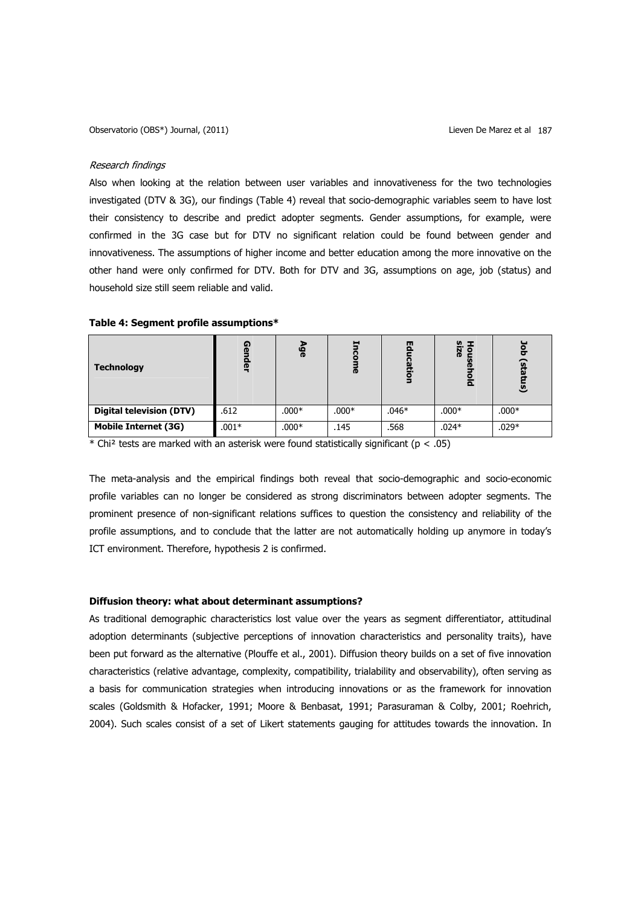*Research findings*

Also when looking at the relation between user variables and innovativeness for the two technologies investigated (DTV & 3G), our findings (Table 4) reveal that socio-demographic variables seem to have lost their consistency to describe and predict adopter segments. Gender assumptions, for example, were confirmed in the 3G case but for DTV no significant relation could be found between gender and innovativeness. The assumptions of higher income and better education among the more innovative on the other hand were only confirmed for DTV. Both for DTV and 3G, assumptions on age, job (status) and household size still seem reliable and valid.

**Table 4: Segment profile assumptions***

| Technology | Gender | Age | Income | Education | Household size | Job (status) |
|---|---|---|---|---|---|---|
| **Digital television (DTV)** | .612 | .000* | .000* | .046* | .000* | .000* |
| **Mobile Internet (3G)** | .001* | .000* | .145 | .568 | .024* | .029* |

* Chi² tests are marked with an asterisk were found statistically significant ($p < .05$)

The meta-analysis and the empirical findings both reveal that socio-demographic and socio-economic profile variables can no longer be considered as strong discriminators between adopter segments. The prominent presence of non-significant relations suffices to question the consistency and reliability of the profile assumptions, and to conclude that the latter are not automatically holding up anymore in today's ICT environment. Therefore, hypothesis 2 is confirmed.

### Diffusion theory: what about determinant assumptions?

As traditional demographic characteristics lost value over the years as segment differentiator, attitudinal adoption determinants (subjective perceptions of innovation characteristics and personality traits), have been put forward as the alternative (Plouffe et al., 2001). Diffusion theory builds on a set of five innovation characteristics (relative advantage, complexity, compatibility, trialability and observability), often serving as a basis for communication strategies when introducing innovations or as the framework for innovation scales (Goldsmith & Hofacker, 1991; Moore & Benbasat, 1991; Parasuraman & Colby, 2001; Roehrich, 2004). Such scales consist of a set of Likert statements gauging for attitudes towards the innovation. In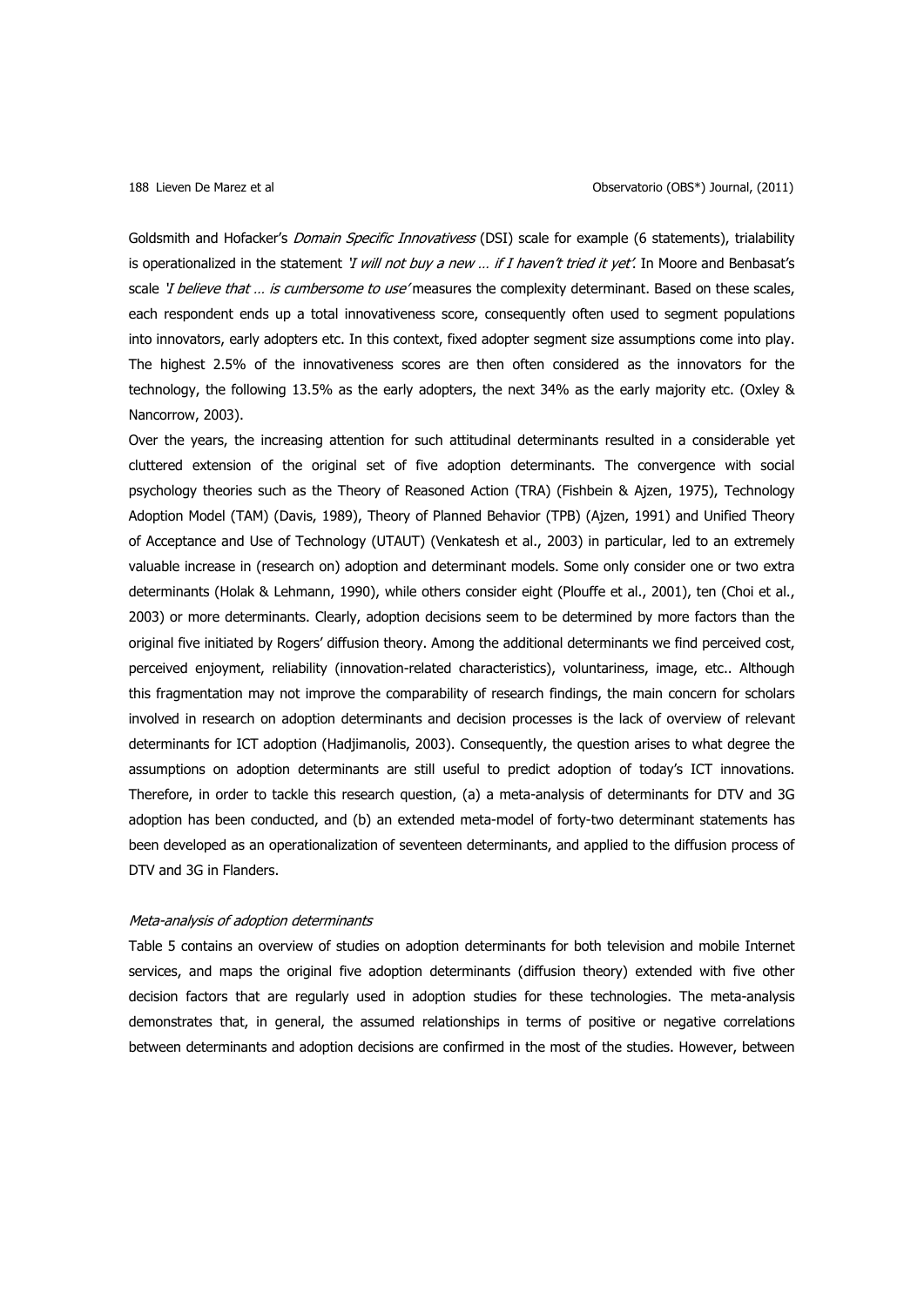Goldsmith and Hofacker's *Domain Specific Innovativess* (DSI) scale for example (6 statements), trialability is operationalized in the statement *'I will not buy a new … if I haven't tried it yet'*. In Moore and Benbasat's scale *'I believe that … is cumbersome to use'* measures the complexity determinant. Based on these scales, each respondent ends up a total innovativeness score, consequently often used to segment populations into innovators, early adopters etc. In this context, fixed adopter segment size assumptions come into play. The highest 2.5% of the innovativeness scores are then often considered as the innovators for the technology, the following 13.5% as the early adopters, the next 34% as the early majority etc. (Oxley & Nancorrow, 2003).

Over the years, the increasing attention for such attitudinal determinants resulted in a considerable yet cluttered extension of the original set of five adoption determinants. The convergence with social psychology theories such as the Theory of Reasoned Action (TRA) (Fishbein & Ajzen, 1975), Technology Adoption Model (TAM) (Davis, 1989), Theory of Planned Behavior (TPB) (Ajzen, 1991) and Unified Theory of Acceptance and Use of Technology (UTAUT) (Venkatesh et al., 2003) in particular, led to an extremely valuable increase in (research on) adoption and determinant models. Some only consider one or two extra determinants (Holak & Lehmann, 1990), while others consider eight (Plouffe et al., 2001), ten (Choi et al., 2003) or more determinants. Clearly, adoption decisions seem to be determined by more factors than the original five initiated by Rogers' diffusion theory. Among the additional determinants we find perceived cost, perceived enjoyment, reliability (innovation-related characteristics), voluntariness, image, etc.. Although this fragmentation may not improve the comparability of research findings, the main concern for scholars involved in research on adoption determinants and decision processes is the lack of overview of relevant determinants for ICT adoption (Hadjimanolis, 2003). Consequently, the question arises to what degree the assumptions on adoption determinants are still useful to predict adoption of today's ICT innovations. Therefore, in order to tackle this research question, (a) a meta-analysis of determinants for DTV and 3G adoption has been conducted, and (b) an extended meta-model of forty-two determinant statements has been developed as an operationalization of seventeen determinants, and applied to the diffusion process of DTV and 3G in Flanders.

*Meta-analysis of adoption determinants*

Table 5 contains an overview of studies on adoption determinants for both television and mobile Internet services, and maps the original five adoption determinants (diffusion theory) extended with five other decision factors that are regularly used in adoption studies for these technologies. The meta-analysis demonstrates that, in general, the assumed relationships in terms of positive or negative correlations between determinants and adoption decisions are confirmed in the most of the studies. However, between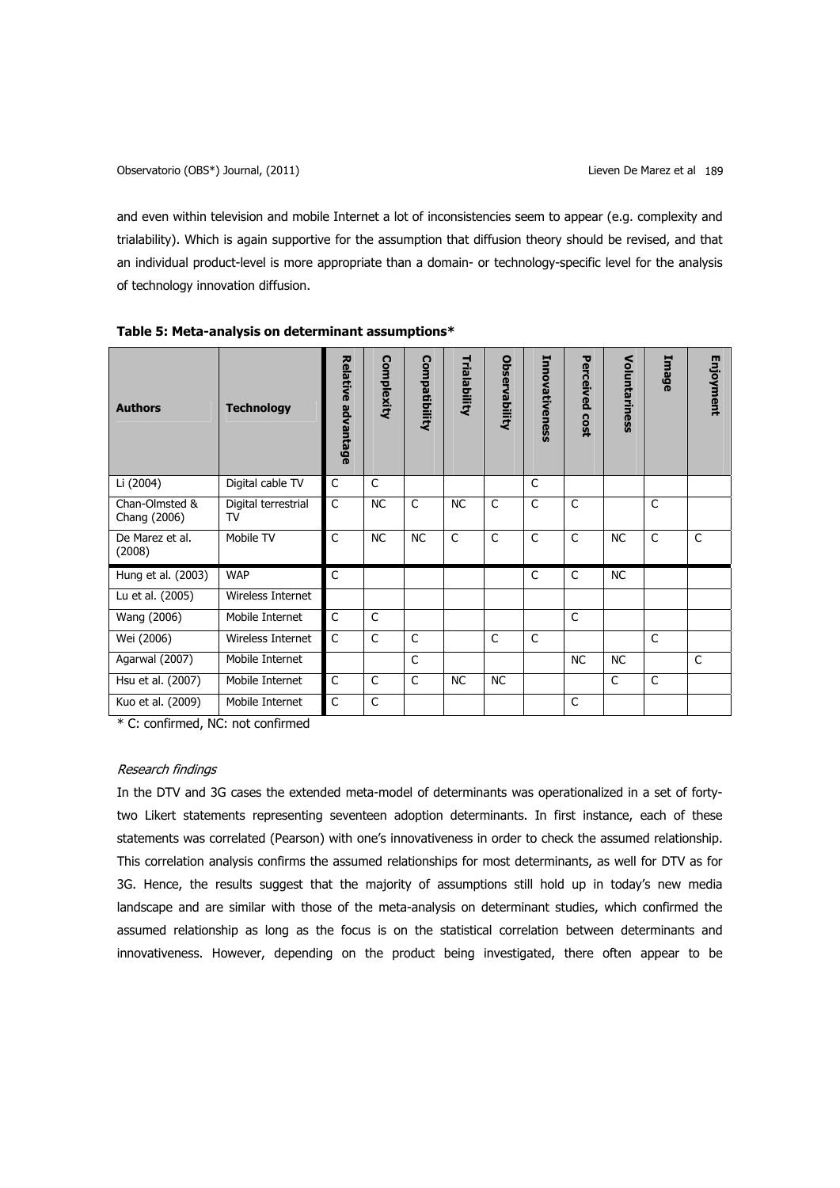and even within television and mobile Internet a lot of inconsistencies seem to appear (e.g. complexity and trialability). Which is again supportive for the assumption that diffusion theory should be revised, and that an individual product-level is more appropriate than a domain- or technology-specific level for the analysis of technology innovation diffusion.

**Table 5: Meta-analysis on determinant assumptions***

| Authors | Technology | Relative advantage | Complexity | Compatibility | Trialability | Observability | Innovativeness | Perceived cost | Voluntariness | Image | Enjoyment |
|---|---|---|---|---|---|---|---|---|---|---|---|
| Li (2004) | Digital cable TV | C | C | | | | C | | | | |
| Chan-Olmsted & Chang (2006) | Digital terrestrial TV | C | NC | C | NC | C | C | C | | C | |
| De Marez et al. (2008) | Mobile TV | C | NC | NC | C | C | C | C | NC | C | C |
| Hung et al. (2003) | WAP | C | | | | | C | C | NC | | |
| Lu et al. (2005) | Wireless Internet | | | | | | | | | | |
| Wang (2006) | Mobile Internet | C | C | | | | | C | | | |
| Wei (2006) | Wireless Internet | C | C | C | | C | C | | | C | |
| Agarwal (2007) | Mobile Internet | | | C | | | | NC | NC | | C |
| Hsu et al. (2007) | Mobile Internet | C | C | C | NC | NC | | | C | C | |
| Kuo et al. (2009) | Mobile Internet | C | C | | | | | C | | | |

* C: confirmed, NC: not confirmed

*Research findings*

In the DTV and 3G cases the extended meta-model of determinants was operationalized in a set of forty-two Likert statements representing seventeen adoption determinants. In first instance, each of these statements was correlated (Pearson) with one's innovativeness in order to check the assumed relationship. This correlation analysis confirms the assumed relationships for most determinants, as well for DTV as for 3G. Hence, the results suggest that the majority of assumptions still hold up in today's new media landscape and are similar with those of the meta-analysis on determinant studies, which confirmed the assumed relationship as long as the focus is on the statistical correlation between determinants and innovativeness. However, depending on the product being investigated, there often appear to be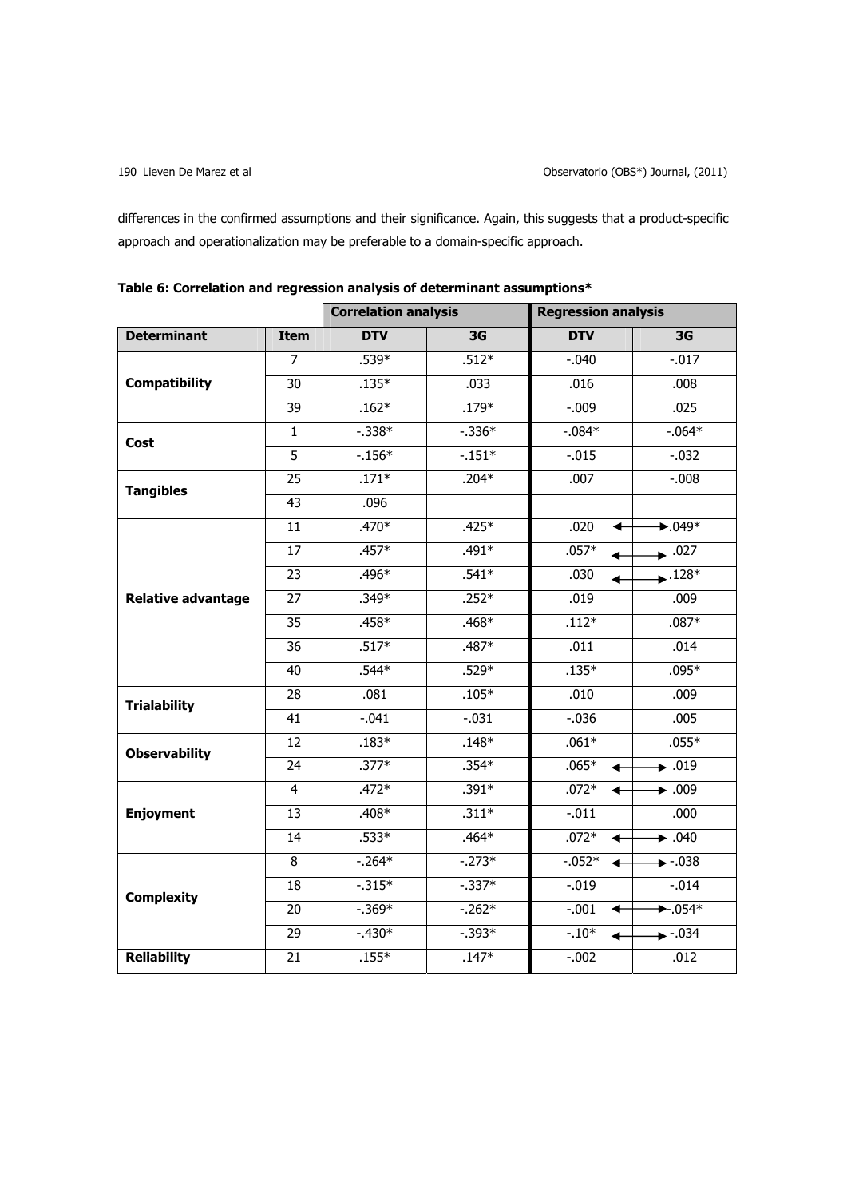differences in the confirmed assumptions and their significance. Again, this suggests that a product-specific approach and operationalization may be preferable to a domain-specific approach.

**Table 6: Correlation and regression analysis of determinant assumptions***

| | | Correlation analysis | | Regression analysis | |
|---|---|---|---|---|---|
| **Determinant** | **Item** | **DTV** | **3G** | **DTV** | **3G** |
| **Compatibility** | 7 | .539* | .512* | -.040 | -.017 |
| | 30 | .135* | .033 | .016 | .008 |
| | 39 | .162* | .179* | -.009 | .025 |
| **Cost** | 1 | -.338* | -.336* | -.084* | -.064* |
| | 5 | -.156* | -.151* | -.015 | -.032 |
| **Tangibles** | 25 | .171* | .204* | .007 | -.008 |
| | 43 | .096 | | | |
| **Relative advantage** | 11 | .470* | .425* | .020 ↔ | .049* |
| | 17 | .457* | .491* | .057* ↔ | .027 |
| | 23 | .496* | .541* | .030 ↔ | .128* |
| | 27 | .349* | .252* | .019 | .009 |
| | 35 | .458* | .468* | .112* | .087* |
| | 36 | .517* | .487* | .011 | .014 |
| | 40 | .544* | .529* | .135* | .095* |
| **Trialability** | 28 | .081 | .105* | .010 | .009 |
| | 41 | -.041 | -.031 | -.036 | .005 |
| **Observability** | 12 | .183* | .148* | .061* | .055* |
| | 24 | .377* | .354* | .065* ↔ | .019 |
| **Enjoyment** | 4 | .472* | .391* | .072* ↔ | .009 |
| | 13 | .408* | .311* | -.011 | .000 |
| | 14 | .533* | .464* | .072* ↔ | .040 |
| **Complexity** | 8 | -.264* | -.273* | -.052* ↔ | -.038 |
| | 18 | -.315* | -.337* | -.019 | -.014 |
| | 20 | -.369* | -.262* | -.001 ↔ | -.054* |
| | 29 | -.430* | -.393* | -.10* ↔ | -.034 |
| **Reliability** | 21 | .155* | .147* | -.002 | .012 |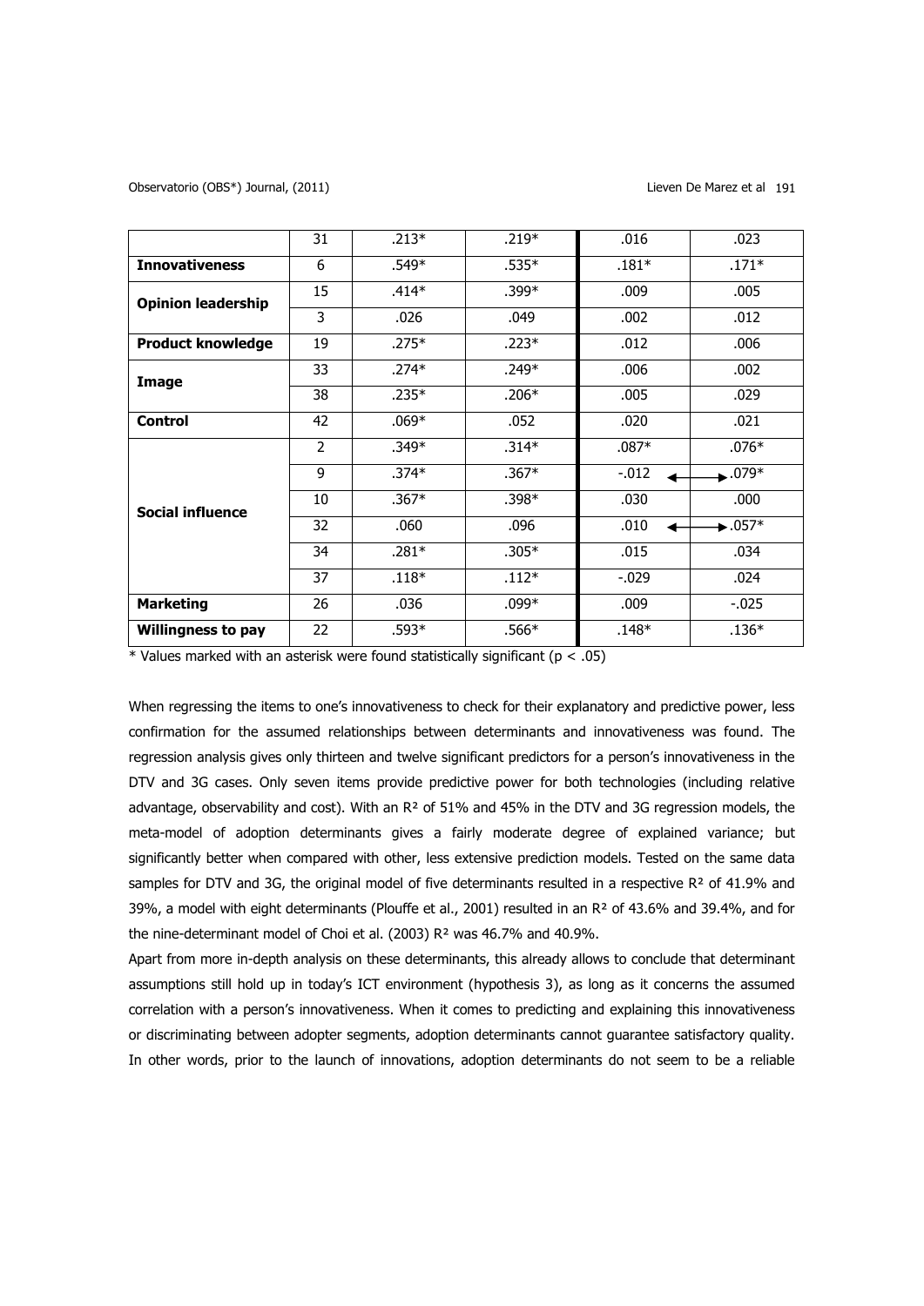| | 31 | .213* | .219* | .016 | .023 |
|---|---|---|---|---|---|
| **Innovativeness** | 6 | .549* | .535* | .181* | .171* |
| **Opinion leadership** | 15 | .414* | .399* | .009 | .005 |
| | 3 | .026 | .049 | .002 | .012 |
| **Product knowledge** | 19 | .275* | .223* | .012 | .006 |
| **Image** | 33 | .274* | .249* | .006 | .002 |
| | 38 | .235* | .206* | .005 | .029 |
| **Control** | 42 | .069* | .052 | .020 | .021 |
| **Social influence** | 2 | .349* | .314* | .087* | .076* |
| | 9 | .374* | .367* | -.012 ↔ | .079* |
| | 10 | .367* | .398* | .030 | .000 |
| | 32 | .060 | .096 | .010 ↔ | .057* |
| | 34 | .281* | .305* | .015 | .034 |
| | 37 | .118* | .112* | -.029 | .024 |
| **Marketing** | 26 | .036 | .099* | .009 | -.025 |
| **Willingness to pay** | 22 | .593* | .566* | .148* | .136* |

* Values marked with an asterisk were found statistically significant ($p < .05$)

When regressing the items to one's innovativeness to check for their explanatory and predictive power, less confirmation for the assumed relationships between determinants and innovativeness was found. The regression analysis gives only thirteen and twelve significant predictors for a person's innovativeness in the DTV and 3G cases. Only seven items provide predictive power for both technologies (including relative advantage, observability and cost). With an $R^2$ of 51% and 45% in the DTV and 3G regression models, the meta-model of adoption determinants gives a fairly moderate degree of explained variance; but significantly better when compared with other, less extensive prediction models. Tested on the same data samples for DTV and 3G, the original model of five determinants resulted in a respective $R^2$ of 41.9% and 39%, a model with eight determinants (Plouffe et al., 2001) resulted in an $R^2$ of 43.6% and 39.4%, and for the nine-determinant model of Choi et al. (2003) $R^2$ was 46.7% and 40.9%.

Apart from more in-depth analysis on these determinants, this already allows to conclude that determinant assumptions still hold up in today's ICT environment (hypothesis 3), as long as it concerns the assumed correlation with a person's innovativeness. When it comes to predicting and explaining this innovativeness or discriminating between adopter segments, adoption determinants cannot guarantee satisfactory quality. In other words, prior to the launch of innovations, adoption determinants do not seem to be a reliable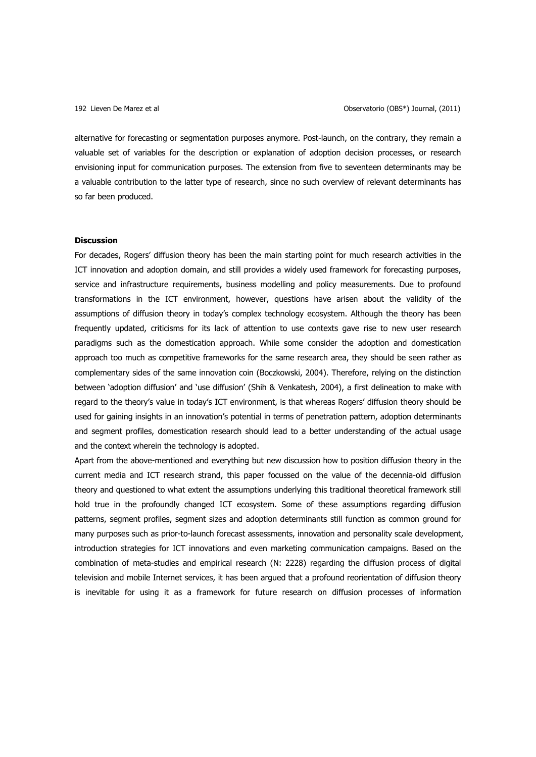alternative for forecasting or segmentation purposes anymore. Post-launch, on the contrary, they remain a valuable set of variables for the description or explanation of adoption decision processes, or research envisioning input for communication purposes. The extension from five to seventeen determinants may be a valuable contribution to the latter type of research, since no such overview of relevant determinants has so far been produced.

**Discussion**

For decades, Rogers' diffusion theory has been the main starting point for much research activities in the ICT innovation and adoption domain, and still provides a widely used framework for forecasting purposes, service and infrastructure requirements, business modelling and policy measurements. Due to profound transformations in the ICT environment, however, questions have arisen about the validity of the assumptions of diffusion theory in today's complex technology ecosystem. Although the theory has been frequently updated, criticisms for its lack of attention to use contexts gave rise to new user research paradigms such as the domestication approach. While some consider the adoption and domestication approach too much as competitive frameworks for the same research area, they should be seen rather as complementary sides of the same innovation coin (Boczkowski, 2004). Therefore, relying on the distinction between 'adoption diffusion' and 'use diffusion' (Shih & Venkatesh, 2004), a first delineation to make with regard to the theory's value in today's ICT environment, is that whereas Rogers' diffusion theory should be used for gaining insights in an innovation's potential in terms of penetration pattern, adoption determinants and segment profiles, domestication research should lead to a better understanding of the actual usage and the context wherein the technology is adopted.

Apart from the above-mentioned and everything but new discussion how to position diffusion theory in the current media and ICT research strand, this paper focussed on the value of the decennia-old diffusion theory and questioned to what extent the assumptions underlying this traditional theoretical framework still hold true in the profoundly changed ICT ecosystem. Some of these assumptions regarding diffusion patterns, segment profiles, segment sizes and adoption determinants still function as common ground for many purposes such as prior-to-launch forecast assessments, innovation and personality scale development, introduction strategies for ICT innovations and even marketing communication campaigns. Based on the combination of meta-studies and empirical research (N: 2228) regarding the diffusion process of digital television and mobile Internet services, it has been argued that a profound reorientation of diffusion theory is inevitable for using it as a framework for future research on diffusion processes of information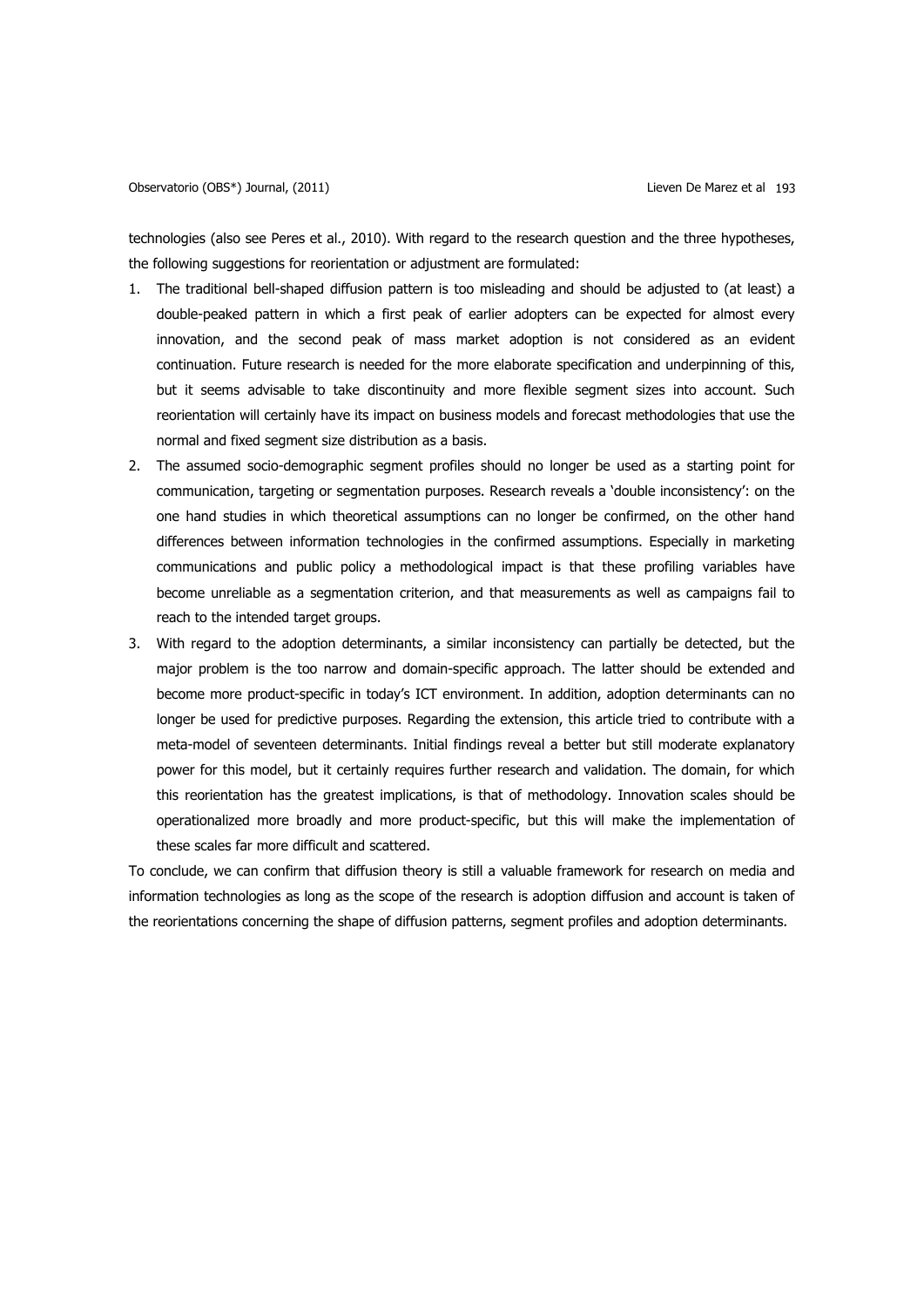technologies (also see Peres et al., 2010). With regard to the research question and the three hypotheses, the following suggestions for reorientation or adjustment are formulated:

1. The traditional bell-shaped diffusion pattern is too misleading and should be adjusted to (at least) a double-peaked pattern in which a first peak of earlier adopters can be expected for almost every innovation, and the second peak of mass market adoption is not considered as an evident continuation. Future research is needed for the more elaborate specification and underpinning of this, but it seems advisable to take discontinuity and more flexible segment sizes into account. Such reorientation will certainly have its impact on business models and forecast methodologies that use the normal and fixed segment size distribution as a basis.
2. The assumed socio-demographic segment profiles should no longer be used as a starting point for communication, targeting or segmentation purposes. Research reveals a 'double inconsistency': on the one hand studies in which theoretical assumptions can no longer be confirmed, on the other hand differences between information technologies in the confirmed assumptions. Especially in marketing communications and public policy a methodological impact is that these profiling variables have become unreliable as a segmentation criterion, and that measurements as well as campaigns fail to reach to the intended target groups.
3. With regard to the adoption determinants, a similar inconsistency can partially be detected, but the major problem is the too narrow and domain-specific approach. The latter should be extended and become more product-specific in today's ICT environment. In addition, adoption determinants can no longer be used for predictive purposes. Regarding the extension, this article tried to contribute with a meta-model of seventeen determinants. Initial findings reveal a better but still moderate explanatory power for this model, but it certainly requires further research and validation. The domain, for which this reorientation has the greatest implications, is that of methodology. Innovation scales should be operationalized more broadly and more product-specific, but this will make the implementation of these scales far more difficult and scattered.

To conclude, we can confirm that diffusion theory is still a valuable framework for research on media and information technologies as long as the scope of the research is adoption diffusion and account is taken of the reorientations concerning the shape of diffusion patterns, segment profiles and adoption determinants.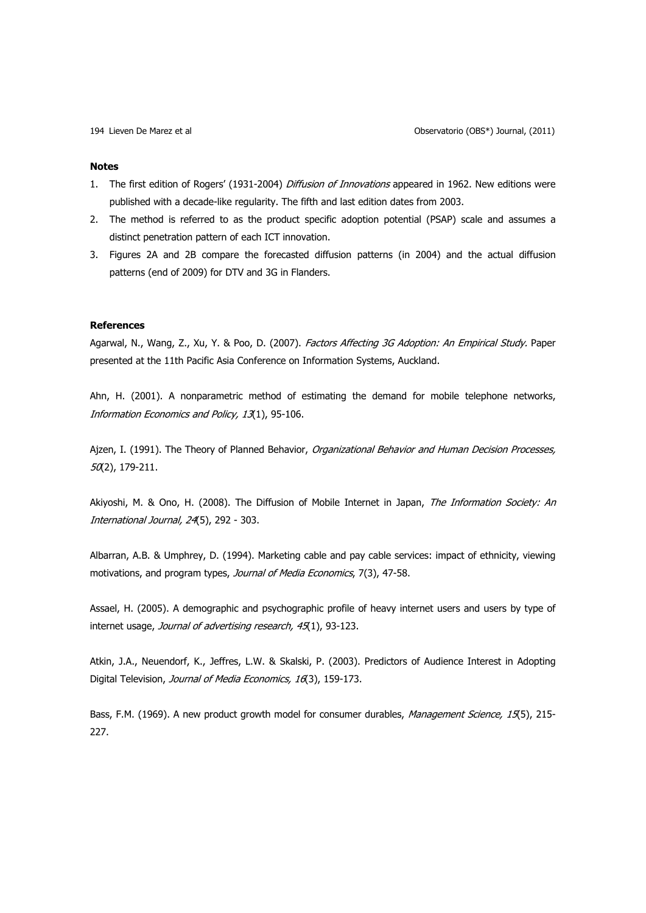## Notes

1. The first edition of Rogers' (1931-2004) *Diffusion of Innovations* appeared in 1962. New editions were published with a decade-like regularity. The fifth and last edition dates from 2003.
2. The method is referred to as the product specific adoption potential (PSAP) scale and assumes a distinct penetration pattern of each ICT innovation.
3. Figures 2A and 2B compare the forecasted diffusion patterns (in 2004) and the actual diffusion patterns (end of 2009) for DTV and 3G in Flanders.

## References

Agarwal, N., Wang, Z., Xu, Y. & Poo, D. (2007). *Factors Affecting 3G Adoption: An Empirical Study.* Paper presented at the 11th Pacific Asia Conference on Information Systems, Auckland.

Ahn, H. (2001). A nonparametric method of estimating the demand for mobile telephone networks, *Information Economics and Policy, 13*(1), 95-106.

Ajzen, I. (1991). The Theory of Planned Behavior, *Organizational Behavior and Human Decision Processes, 50*(2), 179-211.

Akiyoshi, M. & Ono, H. (2008). The Diffusion of Mobile Internet in Japan, *The Information Society: An International Journal, 24*(5), 292 - 303.

Albarran, A.B. & Umphrey, D. (1994). Marketing cable and pay cable services: impact of ethnicity, viewing motivations, and program types, *Journal of Media Economics*, 7(3), 47-58.

Assael, H. (2005). A demographic and psychographic profile of heavy internet users and users by type of internet usage, *Journal of advertising research, 45*(1), 93-123.

Atkin, J.A., Neuendorf, K., Jeffres, L.W. & Skalski, P. (2003). Predictors of Audience Interest in Adopting Digital Television, *Journal of Media Economics, 16*(3), 159-173.

Bass, F.M. (1969). A new product growth model for consumer durables, *Management Science, 15*(5), 215-227.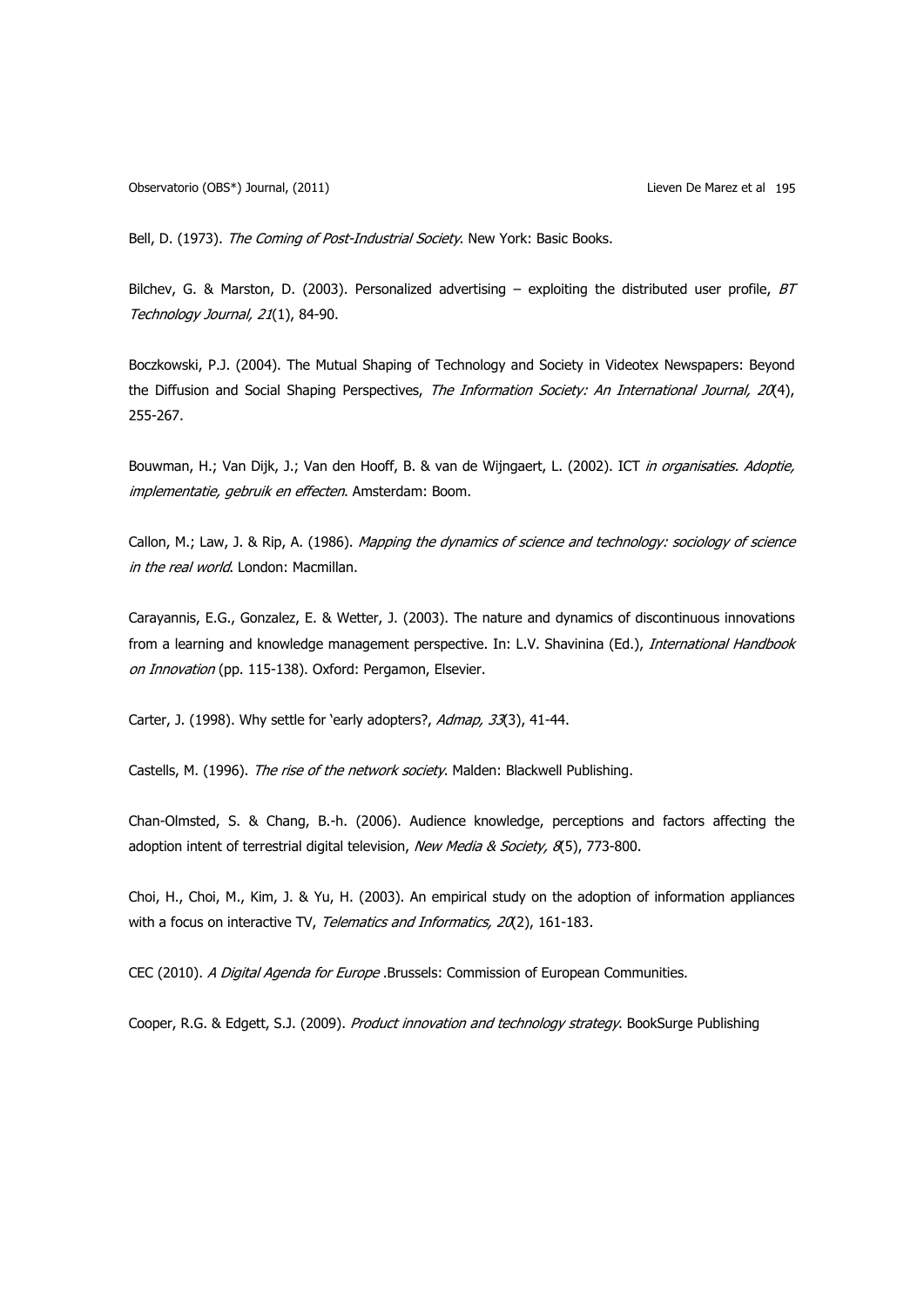Bell, D. (1973). *The Coming of Post-Industrial Society*. New York: Basic Books.

Bilchev, G. & Marston, D. (2003). Personalized advertising – exploiting the distributed user profile, *BT Technology Journal, 21*(1), 84-90.

Boczkowski, P.J. (2004). The Mutual Shaping of Technology and Society in Videotex Newspapers: Beyond the Diffusion and Social Shaping Perspectives, *The Information Society: An International Journal, 20*(4), 255-267.

Bouwman, H.; Van Dijk, J.; Van den Hooff, B. & van de Wijngaert, L. (2002). ICT *in organisaties. Adoptie, implementatie, gebruik en effecten*. Amsterdam: Boom.

Callon, M.; Law, J. & Rip, A. (1986). *Mapping the dynamics of science and technology: sociology of science in the real world*. London: Macmillan.

Carayannis, E.G., Gonzalez, E. & Wetter, J. (2003). The nature and dynamics of discontinuous innovations from a learning and knowledge management perspective. In: L.V. Shavinina (Ed.), *International Handbook on Innovation* (pp. 115-138). Oxford: Pergamon, Elsevier.

Carter, J. (1998). Why settle for 'early adopters?, *Admap, 33*(3), 41-44.

Castells, M. (1996). *The rise of the network society*. Malden: Blackwell Publishing.

Chan-Olmsted, S. & Chang, B.-h. (2006). Audience knowledge, perceptions and factors affecting the adoption intent of terrestrial digital television, *New Media & Society, 8*(5), 773-800.

Choi, H., Choi, M., Kim, J. & Yu, H. (2003). An empirical study on the adoption of information appliances with a focus on interactive TV, *Telematics and Informatics, 20*(2), 161-183.

CEC (2010). *A Digital Agenda for Europe* .Brussels: Commission of European Communities.

Cooper, R.G. & Edgett, S.J. (2009). *Product innovation and technology strategy*. BookSurge Publishing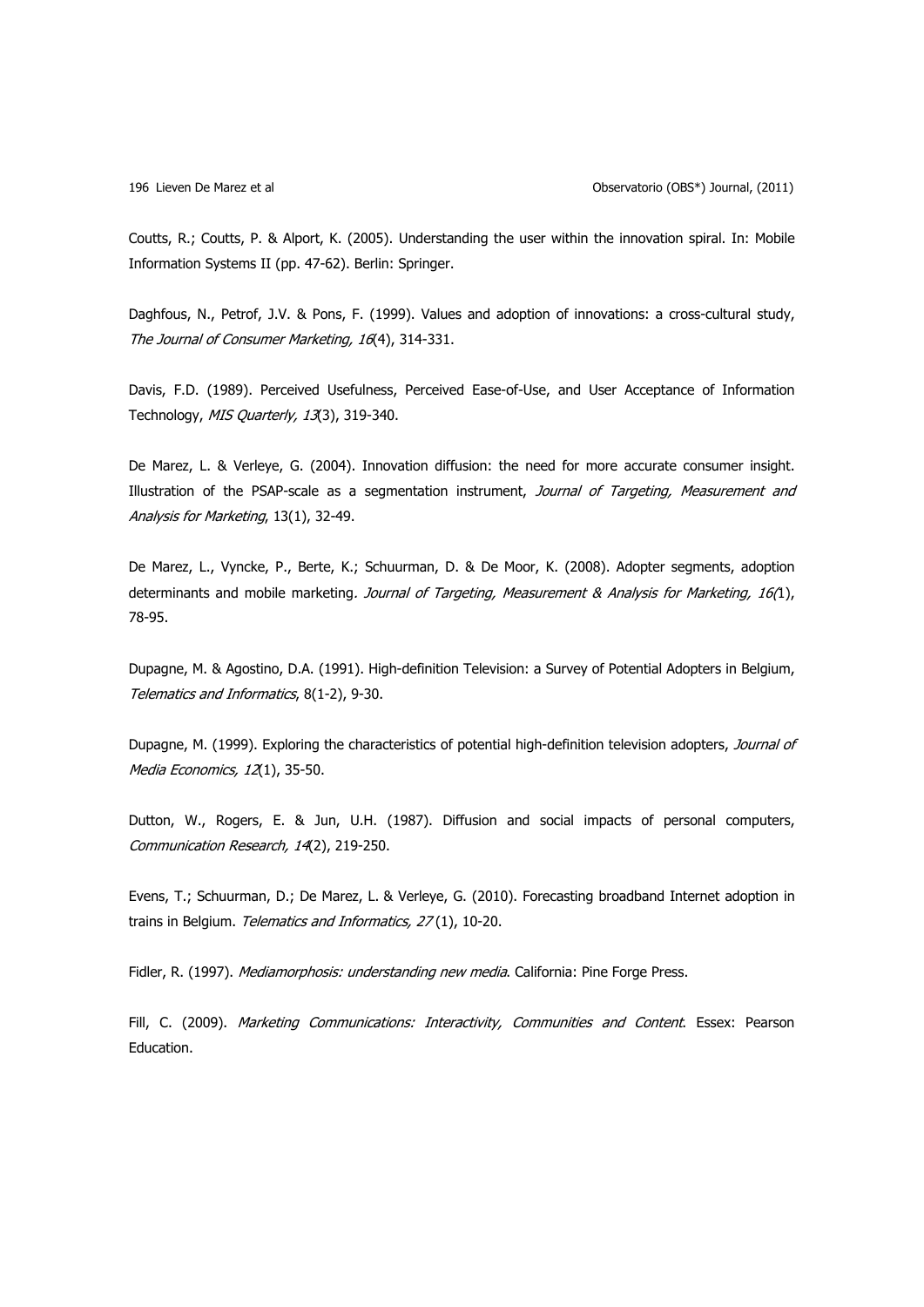Coutts, R.; Coutts, P. & Alport, K. (2005). Understanding the user within the innovation spiral. In: Mobile Information Systems II (pp. 47-62). Berlin: Springer.

Daghfous, N., Petrof, J.V. & Pons, F. (1999). Values and adoption of innovations: a cross-cultural study, *The Journal of Consumer Marketing, 16*(4), 314-331.

Davis, F.D. (1989). Perceived Usefulness, Perceived Ease-of-Use, and User Acceptance of Information Technology, *MIS Quarterly, 13*(3), 319-340.

De Marez, L. & Verleye, G. (2004). Innovation diffusion: the need for more accurate consumer insight. Illustration of the PSAP-scale as a segmentation instrument, *Journal of Targeting, Measurement and Analysis for Marketing*, 13(1), 32-49.

De Marez, L., Vyncke, P., Berte, K.; Schuurman, D. & De Moor, K. (2008). Adopter segments, adoption determinants and mobile marketing. *Journal of Targeting, Measurement & Analysis for Marketing, 16(*1), 78-95.

Dupagne, M. & Agostino, D.A. (1991). High-definition Television: a Survey of Potential Adopters in Belgium, *Telematics and Informatics*, 8(1-2), 9-30.

Dupagne, M. (1999). Exploring the characteristics of potential high-definition television adopters, *Journal of Media Economics, 12*(1), 35-50.

Dutton, W., Rogers, E. & Jun, U.H. (1987). Diffusion and social impacts of personal computers, *Communication Research, 14*(2), 219-250.

Evens, T.; Schuurman, D.; De Marez, L. & Verleye, G. (2010). Forecasting broadband Internet adoption in trains in Belgium. *Telematics and Informatics, 27* (1), 10-20.

Fidler, R. (1997). *Mediamorphosis: understanding new media*. California: Pine Forge Press.

Fill, C. (2009). *Marketing Communications: Interactivity, Communities and Content*. Essex: Pearson Education.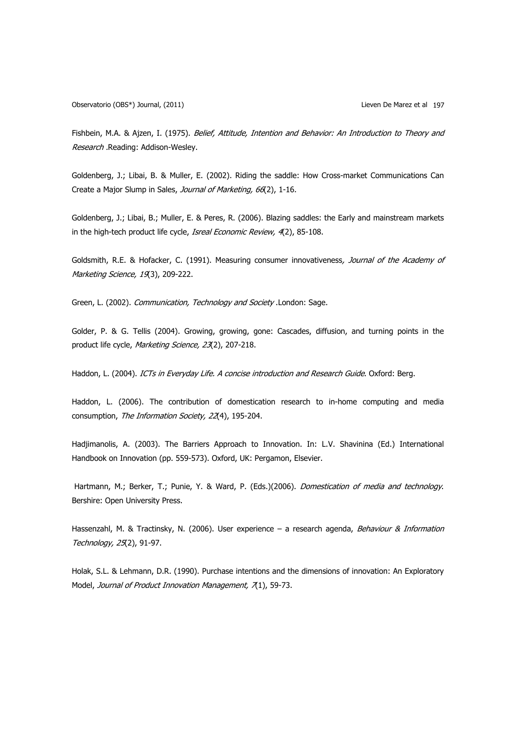Fishbein, M.A. & Ajzen, I. (1975). *Belief, Attitude, Intention and Behavior: An Introduction to Theory and Research* .Reading: Addison-Wesley.

Goldenberg, J.; Libai, B. & Muller, E. (2002). Riding the saddle: How Cross-market Communications Can Create a Major Slump in Sales, *Journal of Marketing, 66*(2), 1-16.

Goldenberg, J.; Libai, B.; Muller, E. & Peres, R. (2006). Blazing saddles: the Early and mainstream markets in the high-tech product life cycle, *Isreal Economic Review, 4*(2), 85-108.

Goldsmith, R.E. & Hofacker, C. (1991). Measuring consumer innovativeness*, Journal of the Academy of Marketing Science, 19*(3), 209-222.

Green, L. (2002). *Communication, Technology and Society* .London: Sage.

Golder, P. & G. Tellis (2004). Growing, growing, gone: Cascades, diffusion, and turning points in the product life cycle, *Marketing Science, 23*(2), 207-218.

Haddon, L. (2004). *ICTs in Everyday Life. A concise introduction and Research Guide*. Oxford: Berg.

Haddon, L. (2006). The contribution of domestication research to in-home computing and media consumption, *The Information Society, 22*(4), 195-204.

Hadjimanolis, A. (2003). The Barriers Approach to Innovation. In: L.V. Shavinina (Ed.) International Handbook on Innovation (pp. 559-573). Oxford, UK: Pergamon, Elsevier.

Hartmann, M.; Berker, T.; Punie, Y. & Ward, P. (Eds.)(2006). *Domestication of media and technology*. Bershire: Open University Press.

Hassenzahl, M. & Tractinsky, N. (2006). User experience – a research agenda, *Behaviour & Information Technology, 25*(2), 91-97.

Holak, S.L. & Lehmann, D.R. (1990). Purchase intentions and the dimensions of innovation: An Exploratory Model, *Journal of Product Innovation Management, 7*(1), 59-73.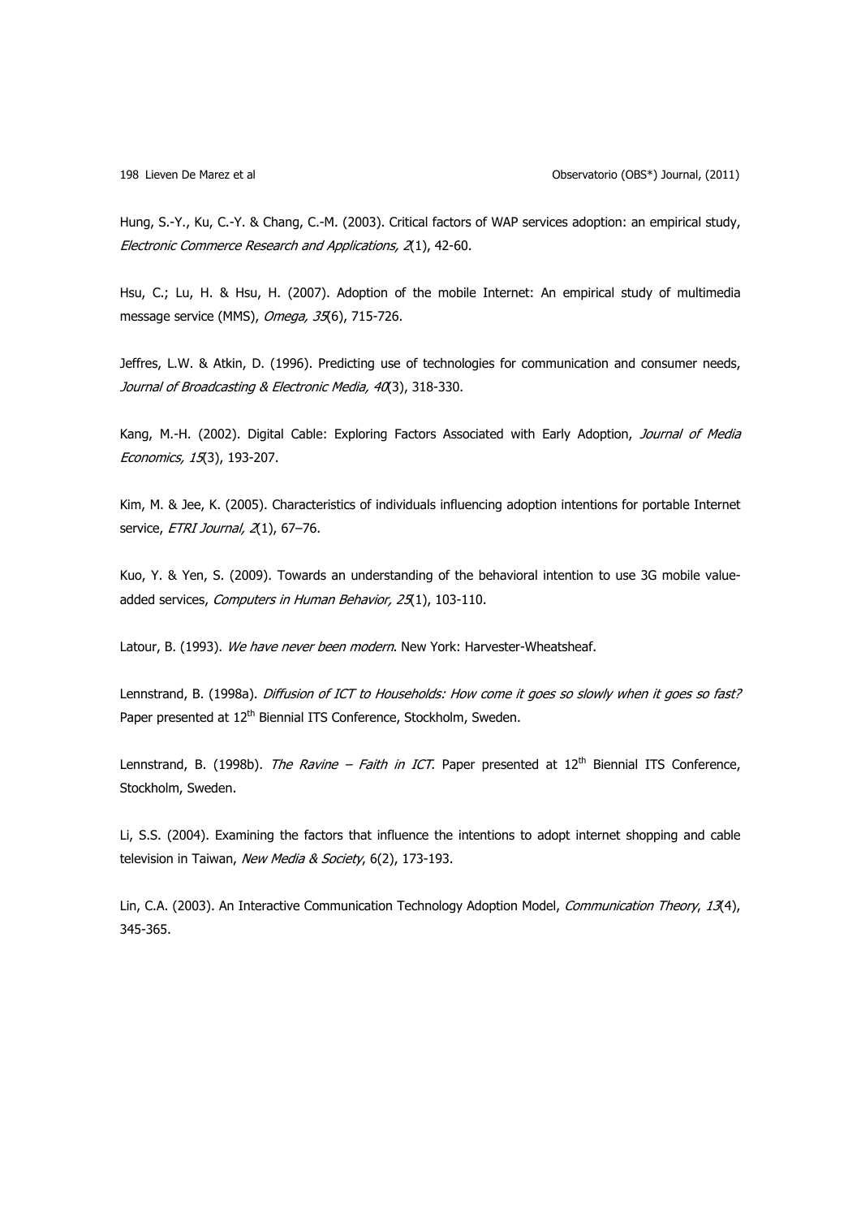Hung, S.-Y., Ku, C.-Y. & Chang, C.-M. (2003). Critical factors of WAP services adoption: an empirical study, *Electronic Commerce Research and Applications, 2*(1), 42-60.

Hsu, C.; Lu, H. & Hsu, H. (2007). Adoption of the mobile Internet: An empirical study of multimedia message service (MMS), *Omega, 35*(6), 715-726.

Jeffres, L.W. & Atkin, D. (1996). Predicting use of technologies for communication and consumer needs, *Journal of Broadcasting & Electronic Media, 40*(3), 318-330.

Kang, M.-H. (2002). Digital Cable: Exploring Factors Associated with Early Adoption, *Journal of Media Economics, 15*(3), 193-207.

Kim, M. & Jee, K. (2005). Characteristics of individuals influencing adoption intentions for portable Internet service, *ETRI Journal, 2*(1), 67–76.

Kuo, Y. & Yen, S. (2009). Towards an understanding of the behavioral intention to use 3G mobile value-added services, *Computers in Human Behavior, 25*(1), 103-110.

Latour, B. (1993). *We have never been modern*. New York: Harvester-Wheatsheaf.

Lennstrand, B. (1998a). *Diffusion of ICT to Households: How come it goes so slowly when it goes so fast?* Paper presented at 12th Biennial ITS Conference, Stockholm, Sweden.

Lennstrand, B. (1998b). *The Ravine – Faith in ICT*. Paper presented at 12th Biennial ITS Conference, Stockholm, Sweden.

Li, S.S. (2004). Examining the factors that influence the intentions to adopt internet shopping and cable television in Taiwan, *New Media & Society*, 6(2), 173-193.

Lin, C.A. (2003). An Interactive Communication Technology Adoption Model, *Communication Theory*, *13*(4), 345-365.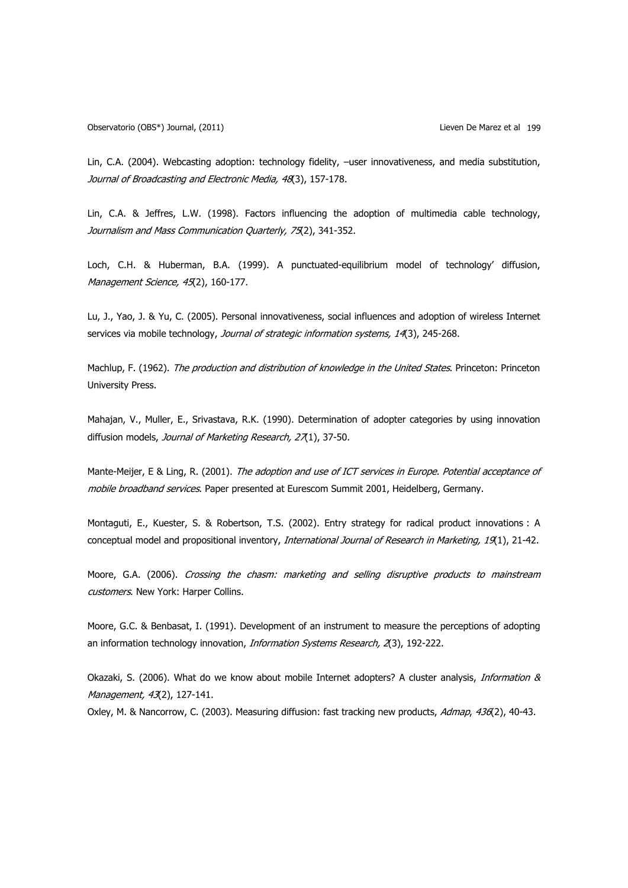Lin, C.A. (2004). Webcasting adoption: technology fidelity, –user innovativeness, and media substitution, *Journal of Broadcasting and Electronic Media, 48*(3), 157-178.

Lin, C.A. & Jeffres, L.W. (1998). Factors influencing the adoption of multimedia cable technology, *Journalism and Mass Communication Quarterly, 75*(2), 341-352.

Loch, C.H. & Huberman, B.A. (1999). A punctuated-equilibrium model of technology' diffusion, *Management Science, 45*(2), 160-177.

Lu, J., Yao, J. & Yu, C. (2005). Personal innovativeness, social influences and adoption of wireless Internet services via mobile technology, *Journal of strategic information systems, 14*(3), 245-268.

Machlup, F. (1962). *The production and distribution of knowledge in the United States*. Princeton: Princeton University Press.

Mahajan, V., Muller, E., Srivastava, R.K. (1990). Determination of adopter categories by using innovation diffusion models, *Journal of Marketing Research, 27*(1), 37-50.

Mante-Meijer, E & Ling, R. (2001). *The adoption and use of ICT services in Europe. Potential acceptance of mobile broadband services*. Paper presented at Eurescom Summit 2001, Heidelberg, Germany.

Montaguti, E., Kuester, S. & Robertson, T.S. (2002). Entry strategy for radical product innovations : A conceptual model and propositional inventory, *International Journal of Research in Marketing, 19*(1), 21-42.

Moore, G.A. (2006). *Crossing the chasm: marketing and selling disruptive products to mainstream customers*. New York: Harper Collins.

Moore, G.C. & Benbasat, I. (1991). Development of an instrument to measure the perceptions of adopting an information technology innovation, *Information Systems Research, 2*(3), 192-222.

Okazaki, S. (2006). What do we know about mobile Internet adopters? A cluster analysis, *Information & Management, 43*(2), 127-141.

Oxley, M. & Nancorrow, C. (2003). Measuring diffusion: fast tracking new products, *Admap*, *436*(2), 40-43.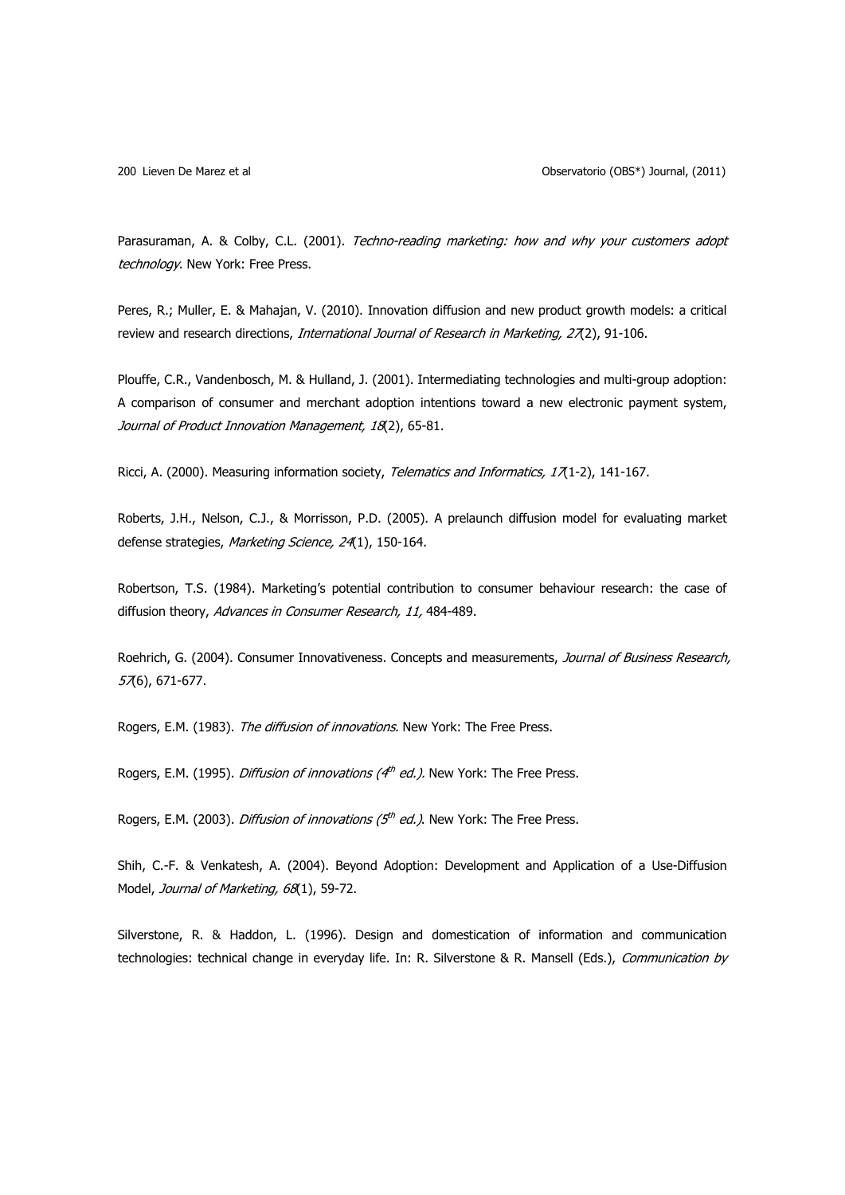Parasuraman, A. & Colby, C.L. (2001). *Techno-reading marketing: how and why your customers adopt technology*. New York: Free Press.

Peres, R.; Muller, E. & Mahajan, V. (2010). Innovation diffusion and new product growth models: a critical review and research directions, *International Journal of Research in Marketing, 27*(2), 91-106.

Plouffe, C.R., Vandenbosch, M. & Hulland, J. (2001). Intermediating technologies and multi-group adoption: A comparison of consumer and merchant adoption intentions toward a new electronic payment system, *Journal of Product Innovation Management, 18*(2), 65-81.

Ricci, A. (2000). Measuring information society, *Telematics and Informatics, 17*(1-2), 141-167.

Roberts, J.H., Nelson, C.J., & Morrisson, P.D. (2005). A prelaunch diffusion model for evaluating market defense strategies, *Marketing Science, 24*(1), 150-164.

Robertson, T.S. (1984). Marketing's potential contribution to consumer behaviour research: the case of diffusion theory, *Advances in Consumer Research, 11,* 484-489.

Roehrich, G. (2004). Consumer Innovativeness. Concepts and measurements, *Journal of Business Research, 57*(6), 671-677.

Rogers, E.M. (1983). *The diffusion of innovations.* New York: The Free Press.

Rogers, E.M. (1995). *Diffusion of innovations (4th ed.).* New York: The Free Press.

Rogers, E.M. (2003). *Diffusion of innovations (5th ed.).* New York: The Free Press.

Shih, C.-F. & Venkatesh, A. (2004). Beyond Adoption: Development and Application of a Use-Diffusion Model, *Journal of Marketing, 68*(1), 59-72.

Silverstone, R. & Haddon, L. (1996). Design and domestication of information and communication technologies: technical change in everyday life. In: R. Silverstone & R. Mansell (Eds.), *Communication by*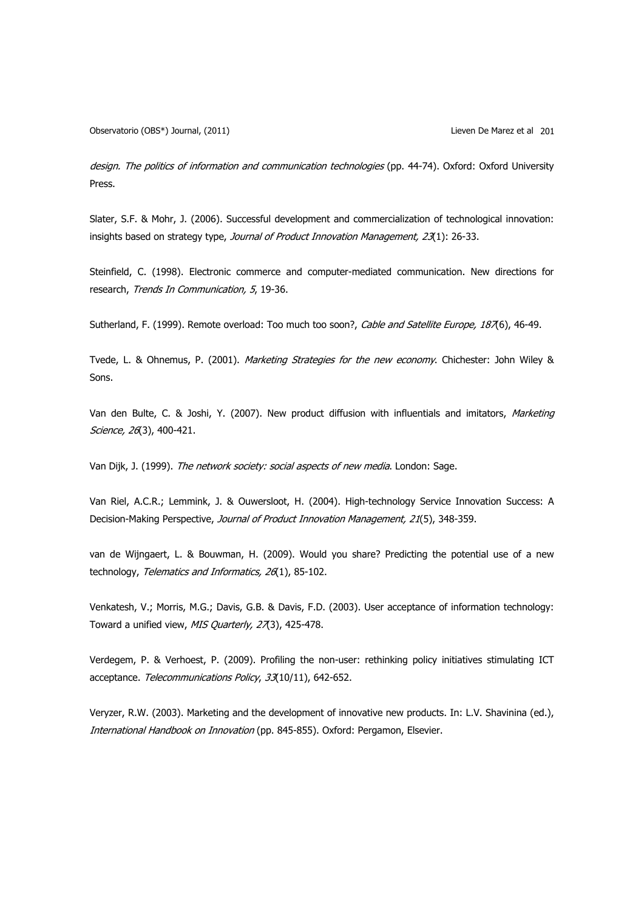*design. The politics of information and communication technologies* (pp. 44-74). Oxford: Oxford University Press.

Slater, S.F. & Mohr, J. (2006). Successful development and commercialization of technological innovation: insights based on strategy type, *Journal of Product Innovation Management, 23*(1): 26-33.

Steinfield, C. (1998). Electronic commerce and computer-mediated communication. New directions for research, *Trends In Communication, 5*, 19-36.

Sutherland, F. (1999). Remote overload: Too much too soon?, *Cable and Satellite Europe, 187*(6), 46-49.

Tvede, L. & Ohnemus, P. (2001). *Marketing Strategies for the new economy*. Chichester: John Wiley & Sons.

Van den Bulte, C. & Joshi, Y. (2007). New product diffusion with influentials and imitators, *Marketing Science, 26*(3), 400-421.

Van Dijk, J. (1999). *The network society: social aspects of new media*. London: Sage.

Van Riel, A.C.R.; Lemmink, J. & Ouwersloot, H. (2004). High-technology Service Innovation Success: A Decision-Making Perspective, *Journal of Product Innovation Management, 21*(5), 348-359.

van de Wijngaert, L. & Bouwman, H. (2009). Would you share? Predicting the potential use of a new technology, *Telematics and Informatics, 26*(1), 85-102.

Venkatesh, V.; Morris, M.G.; Davis, G.B. & Davis, F.D. (2003). User acceptance of information technology: Toward a unified view, *MIS Quarterly, 27*(3), 425-478.

Verdegem, P. & Verhoest, P. (2009). Profiling the non-user: rethinking policy initiatives stimulating ICT acceptance. *Telecommunications Policy*, *33*(10/11), 642-652.

Veryzer, R.W. (2003). Marketing and the development of innovative new products. In: L.V. Shavinina (ed.), *International Handbook on Innovation* (pp. 845-855). Oxford: Pergamon, Elsevier.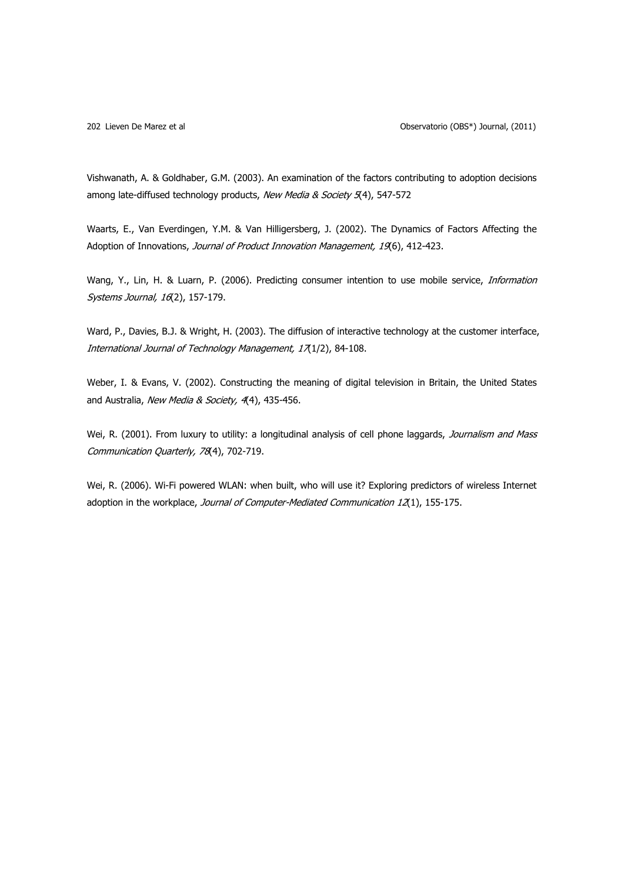Vishwanath, A. & Goldhaber, G.M. (2003). An examination of the factors contributing to adoption decisions among late-diffused technology products, *New Media & Society 5*(4), 547-572

Waarts, E., Van Everdingen, Y.M. & Van Hilligersberg, J. (2002). The Dynamics of Factors Affecting the Adoption of Innovations, *Journal of Product Innovation Management, 19*(6), 412-423.

Wang, Y., Lin, H. & Luarn, P. (2006). Predicting consumer intention to use mobile service, *Information Systems Journal, 16*(2), 157-179.

Ward, P., Davies, B.J. & Wright, H. (2003). The diffusion of interactive technology at the customer interface, *International Journal of Technology Management, 17*(1/2), 84-108.

Weber, I. & Evans, V. (2002). Constructing the meaning of digital television in Britain, the United States and Australia, *New Media & Society, 4*(4), 435-456.

Wei, R. (2001). From luxury to utility: a longitudinal analysis of cell phone laggards, *Journalism and Mass Communication Quarterly, 78*(4), 702-719.

Wei, R. (2006). Wi-Fi powered WLAN: when built, who will use it? Exploring predictors of wireless Internet adoption in the workplace, *Journal of Computer-Mediated Communication 12*(1), 155-175.